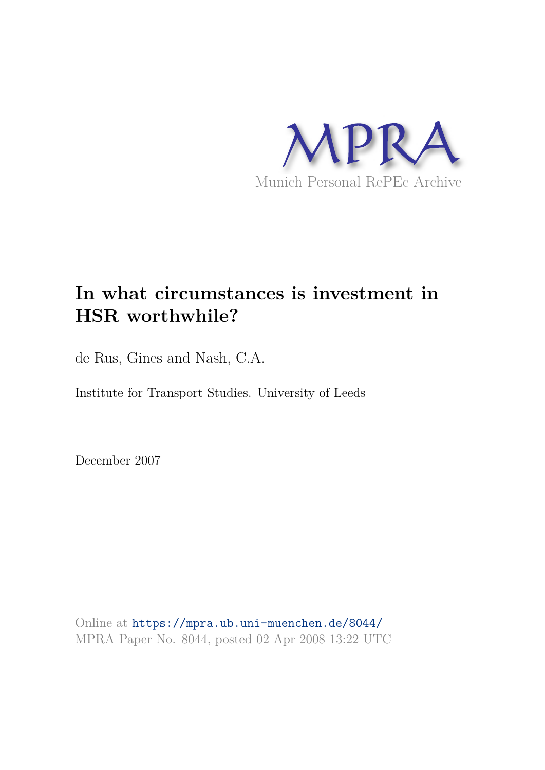MPRA

Munich Personal RePEc Archive

# In what circumstances is investment in HSR worthwhile?

de Rus, Gines and Nash, C.A.

Institute for Transport Studies. University of Leeds

December 2007

Online at https://mpra.ub.uni-muenchen.de/8044/
MPRA Paper No. 8044, posted 02 Apr 2008 13:22 UTC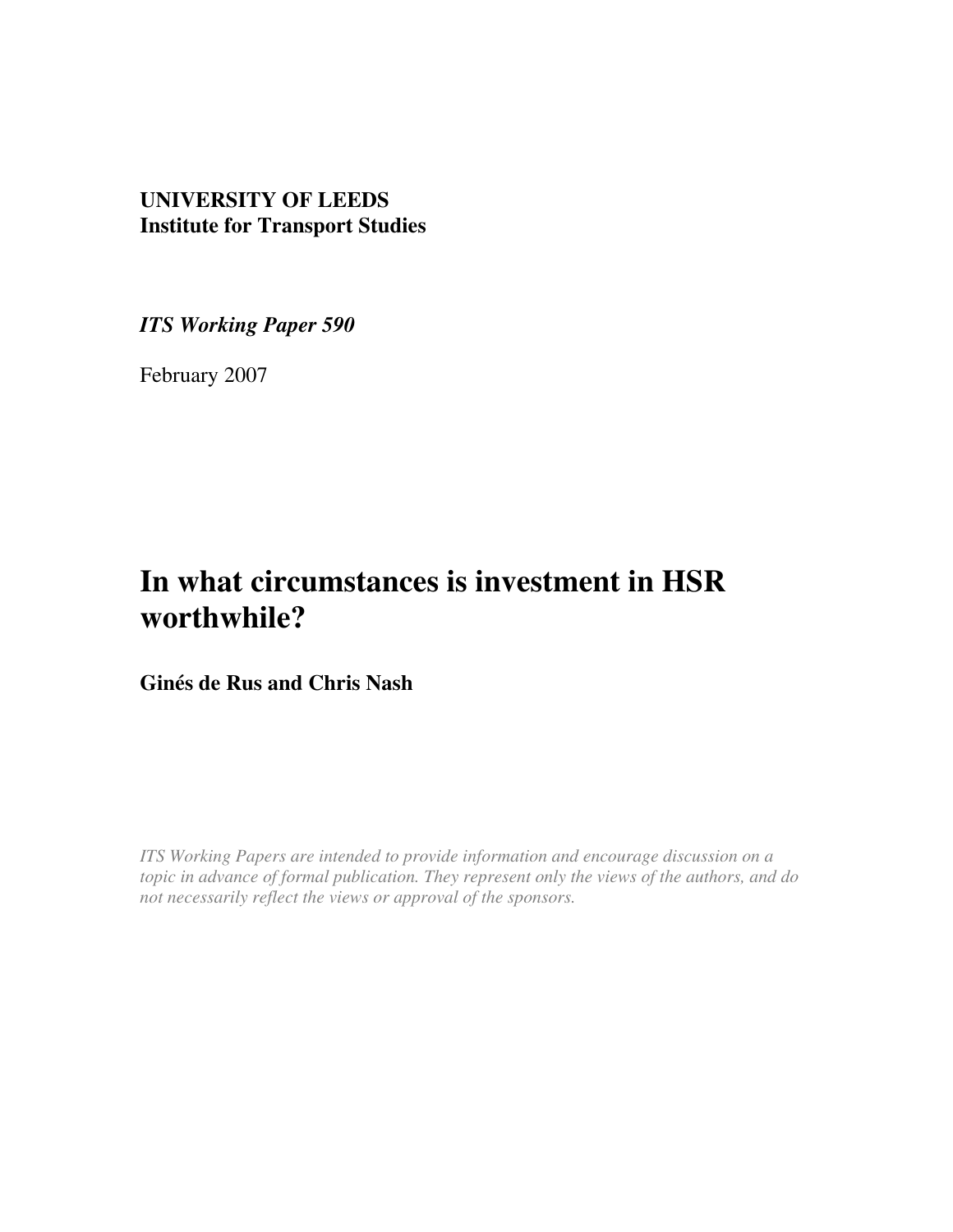**UNIVERSITY OF LEEDS**
**Institute for Transport Studies**

***ITS Working Paper 590***

February 2007

# In what circumstances is investment in HSR worthwhile?

**Ginés de Rus and Chris Nash**

*ITS Working Papers are intended to provide information and encourage discussion on a topic in advance of formal publication. They represent only the views of the authors, and do not necessarily reflect the views or approval of the sponsors.*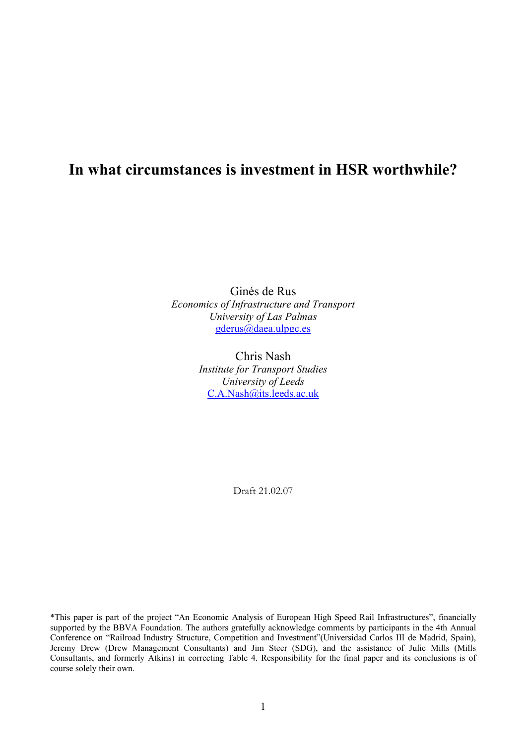# In what circumstances is investment in HSR worthwhile?

Ginés de Rus  
*Economics of Infrastructure and Transport*  
*University of Las Palmas*  
gderus@daea.ulpgc.es

Chris Nash  
*Institute for Transport Studies*  
*University of Leeds*  
C.A.Nash@its.leeds.ac.uk

Draft 21.02.07

*This paper is part of the project "An Economic Analysis of European High Speed Rail Infrastructures", financially supported by the BBVA Foundation. The authors gratefully acknowledge comments by participants in the 4th Annual Conference on "Railroad Industry Structure, Competition and Investment"(Universidad Carlos III de Madrid, Spain), Jeremy Drew (Drew Management Consultants) and Jim Steer (SDG), and the assistance of Julie Mills (Mills Consultants, and formerly Atkins) in correcting Table 4. Responsibility for the final paper and its conclusions is of course solely their own.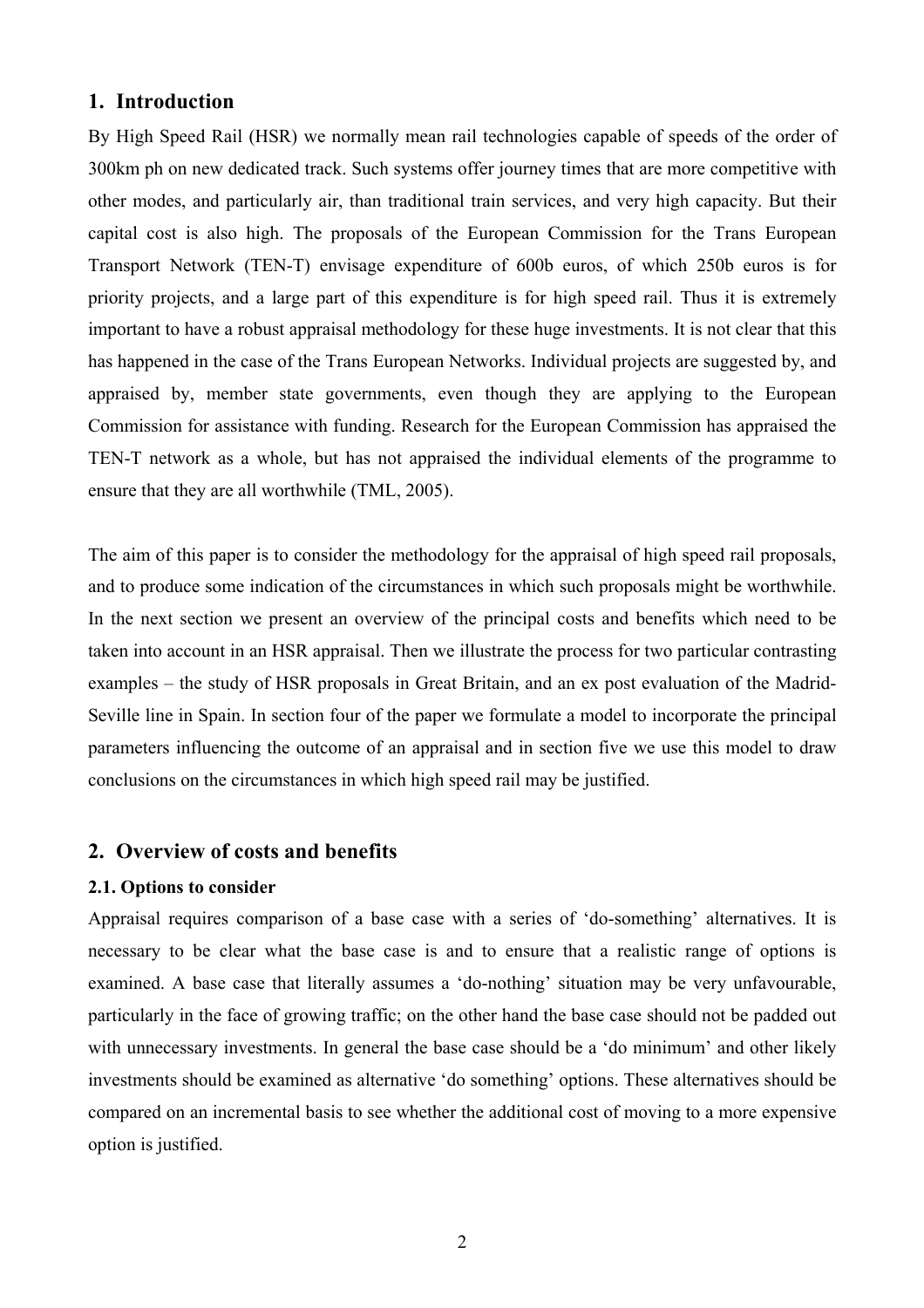## 1. Introduction

By High Speed Rail (HSR) we normally mean rail technologies capable of speeds of the order of 300km ph on new dedicated track. Such systems offer journey times that are more competitive with other modes, and particularly air, than traditional train services, and very high capacity. But their capital cost is also high. The proposals of the European Commission for the Trans European Transport Network (TEN-T) envisage expenditure of 600b euros, of which 250b euros is for priority projects, and a large part of this expenditure is for high speed rail. Thus it is extremely important to have a robust appraisal methodology for these huge investments. It is not clear that this has happened in the case of the Trans European Networks. Individual projects are suggested by, and appraised by, member state governments, even though they are applying to the European Commission for assistance with funding. Research for the European Commission has appraised the TEN-T network as a whole, but has not appraised the individual elements of the programme to ensure that they are all worthwhile (TML, 2005).

The aim of this paper is to consider the methodology for the appraisal of high speed rail proposals, and to produce some indication of the circumstances in which such proposals might be worthwhile. In the next section we present an overview of the principal costs and benefits which need to be taken into account in an HSR appraisal. Then we illustrate the process for two particular contrasting examples – the study of HSR proposals in Great Britain, and an ex post evaluation of the Madrid-Seville line in Spain. In section four of the paper we formulate a model to incorporate the principal parameters influencing the outcome of an appraisal and in section five we use this model to draw conclusions on the circumstances in which high speed rail may be justified.

## 2. Overview of costs and benefits

### 2.1. Options to consider

Appraisal requires comparison of a base case with a series of 'do-something' alternatives. It is necessary to be clear what the base case is and to ensure that a realistic range of options is examined. A base case that literally assumes a 'do-nothing' situation may be very unfavourable, particularly in the face of growing traffic; on the other hand the base case should not be padded out with unnecessary investments. In general the base case should be a 'do minimum' and other likely investments should be examined as alternative 'do something' options. These alternatives should be compared on an incremental basis to see whether the additional cost of moving to a more expensive option is justified.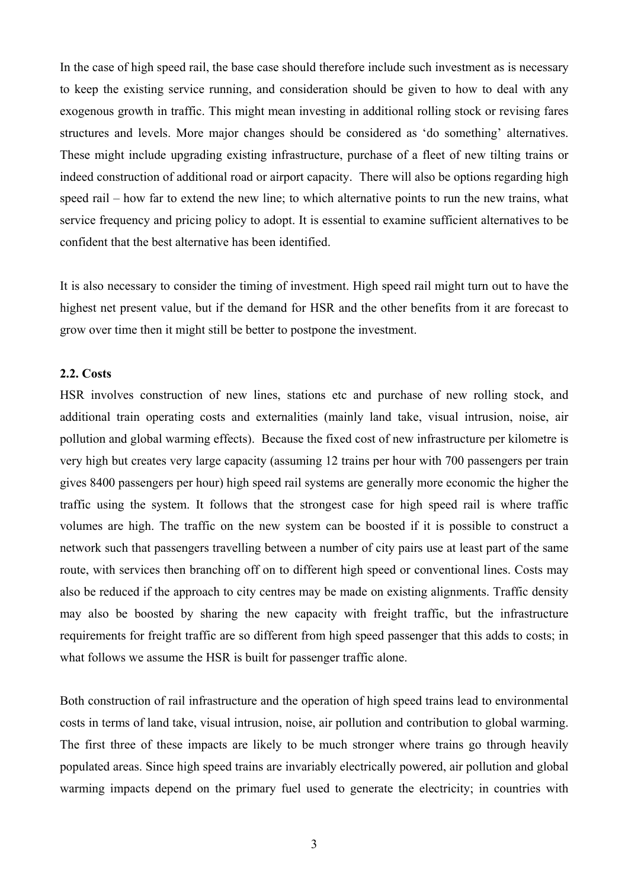In the case of high speed rail, the base case should therefore include such investment as is necessary to keep the existing service running, and consideration should be given to how to deal with any exogenous growth in traffic. This might mean investing in additional rolling stock or revising fares structures and levels. More major changes should be considered as 'do something' alternatives. These might include upgrading existing infrastructure, purchase of a fleet of new tilting trains or indeed construction of additional road or airport capacity. There will also be options regarding high speed rail – how far to extend the new line; to which alternative points to run the new trains, what service frequency and pricing policy to adopt. It is essential to examine sufficient alternatives to be confident that the best alternative has been identified.

It is also necessary to consider the timing of investment. High speed rail might turn out to have the highest net present value, but if the demand for HSR and the other benefits from it are forecast to grow over time then it might still be better to postpone the investment.

### 2.2. Costs

HSR involves construction of new lines, stations etc and purchase of new rolling stock, and additional train operating costs and externalities (mainly land take, visual intrusion, noise, air pollution and global warming effects). Because the fixed cost of new infrastructure per kilometre is very high but creates very large capacity (assuming 12 trains per hour with 700 passengers per train gives 8400 passengers per hour) high speed rail systems are generally more economic the higher the traffic using the system. It follows that the strongest case for high speed rail is where traffic volumes are high. The traffic on the new system can be boosted if it is possible to construct a network such that passengers travelling between a number of city pairs use at least part of the same route, with services then branching off on to different high speed or conventional lines. Costs may also be reduced if the approach to city centres may be made on existing alignments. Traffic density may also be boosted by sharing the new capacity with freight traffic, but the infrastructure requirements for freight traffic are so different from high speed passenger that this adds to costs; in what follows we assume the HSR is built for passenger traffic alone.

Both construction of rail infrastructure and the operation of high speed trains lead to environmental costs in terms of land take, visual intrusion, noise, air pollution and contribution to global warming. The first three of these impacts are likely to be much stronger where trains go through heavily populated areas. Since high speed trains are invariably electrically powered, air pollution and global warming impacts depend on the primary fuel used to generate the electricity; in countries with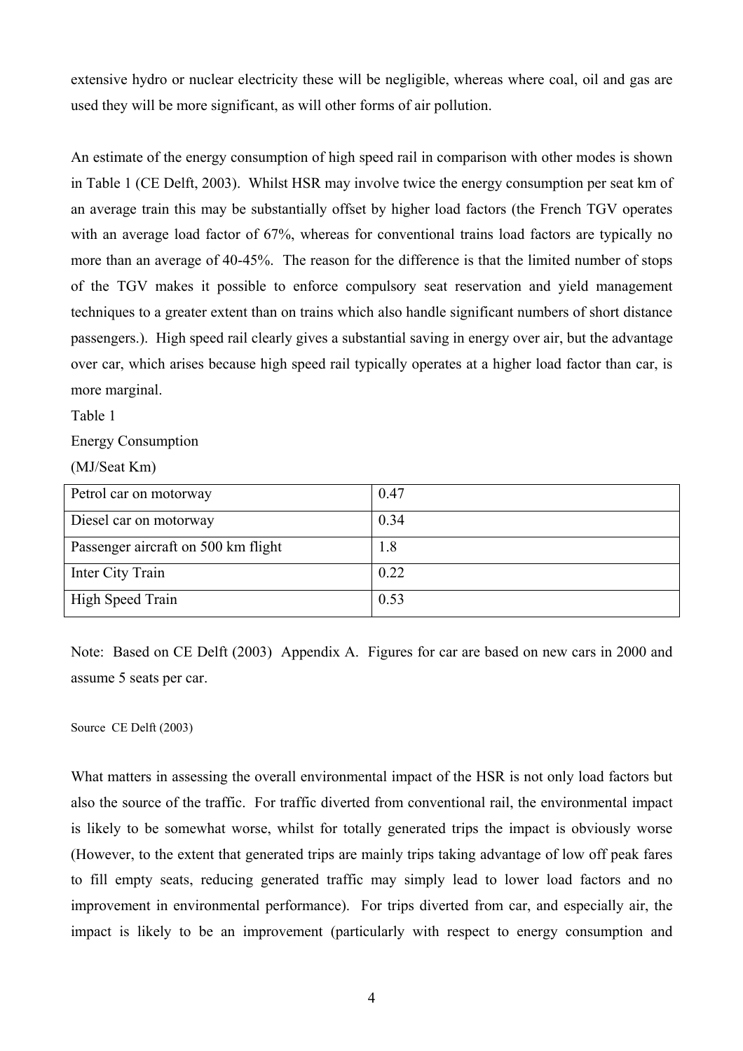extensive hydro or nuclear electricity these will be negligible, whereas where coal, oil and gas are used they will be more significant, as will other forms of air pollution.

An estimate of the energy consumption of high speed rail in comparison with other modes is shown in Table 1 (CE Delft, 2003). Whilst HSR may involve twice the energy consumption per seat km of an average train this may be substantially offset by higher load factors (the French TGV operates with an average load factor of 67%, whereas for conventional trains load factors are typically no more than an average of 40-45%. The reason for the difference is that the limited number of stops of the TGV makes it possible to enforce compulsory seat reservation and yield management techniques to a greater extent than on trains which also handle significant numbers of short distance passengers.). High speed rail clearly gives a substantial saving in energy over air, but the advantage over car, which arises because high speed rail typically operates at a higher load factor than car, is more marginal.

Table 1

Energy Consumption

(MJ/Seat Km)

| | |
|---|---|
| Petrol car on motorway | 0.47 |
| Diesel car on motorway | 0.34 |
| Passenger aircraft on 500 km flight | 1.8 |
| Inter City Train | 0.22 |
| High Speed Train | 0.53 |

Note: Based on CE Delft (2003) Appendix A. Figures for car are based on new cars in 2000 and assume 5 seats per car.

Source CE Delft (2003)

What matters in assessing the overall environmental impact of the HSR is not only load factors but also the source of the traffic. For traffic diverted from conventional rail, the environmental impact is likely to be somewhat worse, whilst for totally generated trips the impact is obviously worse (However, to the extent that generated trips are mainly trips taking advantage of low off peak fares to fill empty seats, reducing generated traffic may simply lead to lower load factors and no improvement in environmental performance). For trips diverted from car, and especially air, the impact is likely to be an improvement (particularly with respect to energy consumption and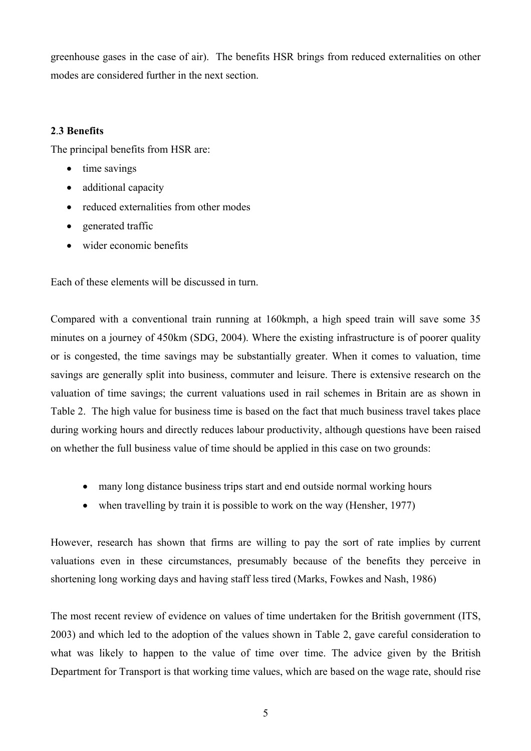greenhouse gases in the case of air). The benefits HSR brings from reduced externalities on other modes are considered further in the next section.

### 2.3 Benefits

The principal benefits from HSR are:

- time savings
- additional capacity
- reduced externalities from other modes
- generated traffic
- wider economic benefits

Each of these elements will be discussed in turn.

Compared with a conventional train running at 160kmph, a high speed train will save some 35 minutes on a journey of 450km (SDG, 2004). Where the existing infrastructure is of poorer quality or is congested, the time savings may be substantially greater. When it comes to valuation, time savings are generally split into business, commuter and leisure. There is extensive research on the valuation of time savings; the current valuations used in rail schemes in Britain are as shown in Table 2. The high value for business time is based on the fact that much business travel takes place during working hours and directly reduces labour productivity, although questions have been raised on whether the full business value of time should be applied in this case on two grounds:

- many long distance business trips start and end outside normal working hours
- when travelling by train it is possible to work on the way (Hensher, 1977)

However, research has shown that firms are willing to pay the sort of rate implies by current valuations even in these circumstances, presumably because of the benefits they perceive in shortening long working days and having staff less tired (Marks, Fowkes and Nash, 1986)

The most recent review of evidence on values of time undertaken for the British government (ITS, 2003) and which led to the adoption of the values shown in Table 2, gave careful consideration to what was likely to happen to the value of time over time. The advice given by the British Department for Transport is that working time values, which are based on the wage rate, should rise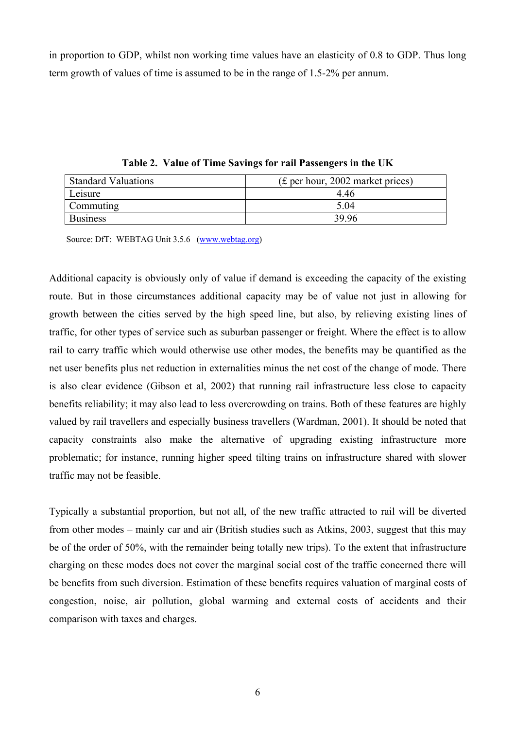in proportion to GDP, whilst non working time values have an elasticity of 0.8 to GDP. Thus long term growth of values of time is assumed to be in the range of 1.5-2% per annum.

**Table 2. Value of Time Savings for rail Passengers in the UK**

| Standard Valuations | (£ per hour, 2002 market prices) |
|---|---|
| Leisure | 4.46 |
| Commuting | 5.04 |
| Business | 39.96 |

Source: DfT: WEBTAG Unit 3.5.6 (www.webtag.org)

Additional capacity is obviously only of value if demand is exceeding the capacity of the existing route. But in those circumstances additional capacity may be of value not just in allowing for growth between the cities served by the high speed line, but also, by relieving existing lines of traffic, for other types of service such as suburban passenger or freight. Where the effect is to allow rail to carry traffic which would otherwise use other modes, the benefits may be quantified as the net user benefits plus net reduction in externalities minus the net cost of the change of mode. There is also clear evidence (Gibson et al, 2002) that running rail infrastructure less close to capacity benefits reliability; it may also lead to less overcrowding on trains. Both of these features are highly valued by rail travellers and especially business travellers (Wardman, 2001). It should be noted that capacity constraints also make the alternative of upgrading existing infrastructure more problematic; for instance, running higher speed tilting trains on infrastructure shared with slower traffic may not be feasible.

Typically a substantial proportion, but not all, of the new traffic attracted to rail will be diverted from other modes – mainly car and air (British studies such as Atkins, 2003, suggest that this may be of the order of 50%, with the remainder being totally new trips). To the extent that infrastructure charging on these modes does not cover the marginal social cost of the traffic concerned there will be benefits from such diversion. Estimation of these benefits requires valuation of marginal costs of congestion, noise, air pollution, global warming and external costs of accidents and their comparison with taxes and charges.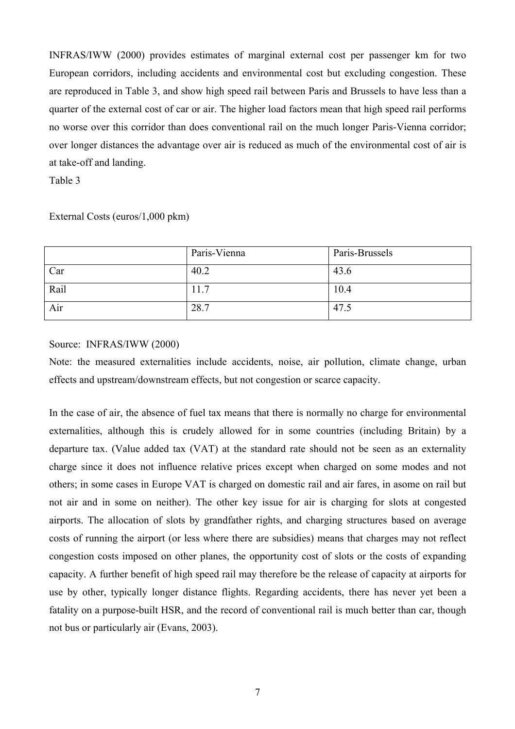INFRAS/IWW (2000) provides estimates of marginal external cost per passenger km for two European corridors, including accidents and environmental cost but excluding congestion. These are reproduced in Table 3, and show high speed rail between Paris and Brussels to have less than a quarter of the external cost of car or air. The higher load factors mean that high speed rail performs no worse over this corridor than does conventional rail on the much longer Paris-Vienna corridor; over longer distances the advantage over air is reduced as much of the environmental cost of air is at take-off and landing.

Table 3

External Costs (euros/1,000 pkm)

| | Paris-Vienna | Paris-Brussels |
|---|---|---|
| Car | 40.2 | 43.6 |
| Rail | 11.7 | 10.4 |
| Air | 28.7 | 47.5 |

Source: INFRAS/IWW (2000)

Note: the measured externalities include accidents, noise, air pollution, climate change, urban effects and upstream/downstream effects, but not congestion or scarce capacity.

In the case of air, the absence of fuel tax means that there is normally no charge for environmental externalities, although this is crudely allowed for in some countries (including Britain) by a departure tax. (Value added tax (VAT) at the standard rate should not be seen as an externality charge since it does not influence relative prices except when charged on some modes and not others; in some cases in Europe VAT is charged on domestic rail and air fares, in asome on rail but not air and in some on neither). The other key issue for air is charging for slots at congested airports. The allocation of slots by grandfather rights, and charging structures based on average costs of running the airport (or less where there are subsidies) means that charges may not reflect congestion costs imposed on other planes, the opportunity cost of slots or the costs of expanding capacity. A further benefit of high speed rail may therefore be the release of capacity at airports for use by other, typically longer distance flights. Regarding accidents, there has never yet been a fatality on a purpose-built HSR, and the record of conventional rail is much better than car, though not bus or particularly air (Evans, 2003).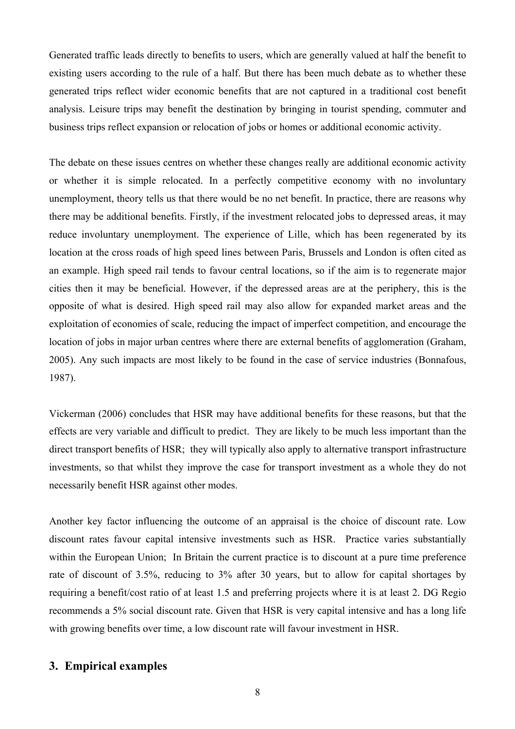Generated traffic leads directly to benefits to users, which are generally valued at half the benefit to existing users according to the rule of a half. But there has been much debate as to whether these generated trips reflect wider economic benefits that are not captured in a traditional cost benefit analysis. Leisure trips may benefit the destination by bringing in tourist spending, commuter and business trips reflect expansion or relocation of jobs or homes or additional economic activity.

The debate on these issues centres on whether these changes really are additional economic activity or whether it is simple relocated. In a perfectly competitive economy with no involuntary unemployment, theory tells us that there would be no net benefit. In practice, there are reasons why there may be additional benefits. Firstly, if the investment relocated jobs to depressed areas, it may reduce involuntary unemployment. The experience of Lille, which has been regenerated by its location at the cross roads of high speed lines between Paris, Brussels and London is often cited as an example. High speed rail tends to favour central locations, so if the aim is to regenerate major cities then it may be beneficial. However, if the depressed areas are at the periphery, this is the opposite of what is desired. High speed rail may also allow for expanded market areas and the exploitation of economies of scale, reducing the impact of imperfect competition, and encourage the location of jobs in major urban centres where there are external benefits of agglomeration (Graham, 2005). Any such impacts are most likely to be found in the case of service industries (Bonnafous, 1987).

Vickerman (2006) concludes that HSR may have additional benefits for these reasons, but that the effects are very variable and difficult to predict. They are likely to be much less important than the direct transport benefits of HSR; they will typically also apply to alternative transport infrastructure investments, so that whilst they improve the case for transport investment as a whole they do not necessarily benefit HSR against other modes.

Another key factor influencing the outcome of an appraisal is the choice of discount rate. Low discount rates favour capital intensive investments such as HSR. Practice varies substantially within the European Union; In Britain the current practice is to discount at a pure time preference rate of discount of 3.5%, reducing to 3% after 30 years, but to allow for capital shortages by requiring a benefit/cost ratio of at least 1.5 and preferring projects where it is at least 2. DG Regio recommends a 5% social discount rate. Given that HSR is very capital intensive and has a long life with growing benefits over time, a low discount rate will favour investment in HSR.

## 3. Empirical examples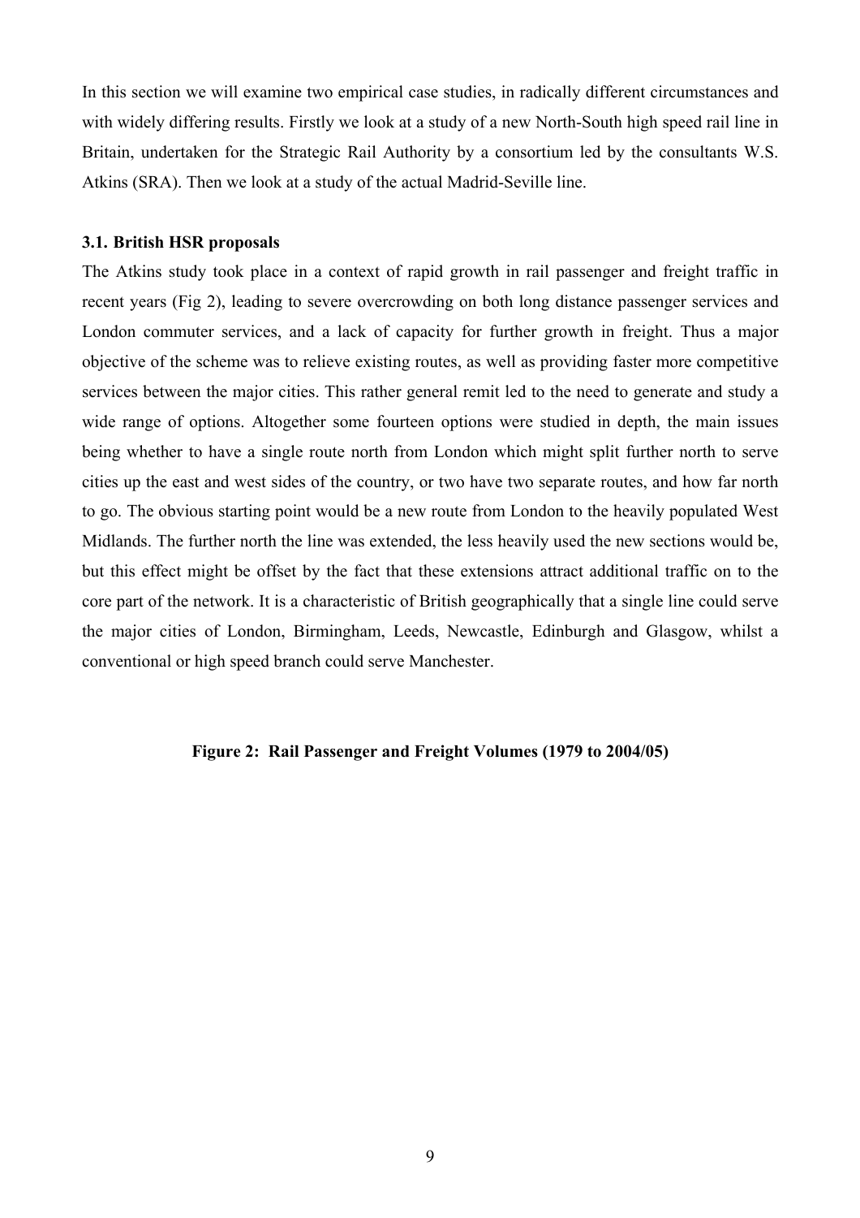In this section we will examine two empirical case studies, in radically different circumstances and with widely differing results. Firstly we look at a study of a new North-South high speed rail line in Britain, undertaken for the Strategic Rail Authority by a consortium led by the consultants W.S. Atkins (SRA). Then we look at a study of the actual Madrid-Seville line.

### 3.1. British HSR proposals

The Atkins study took place in a context of rapid growth in rail passenger and freight traffic in recent years (Fig 2), leading to severe overcrowding on both long distance passenger services and London commuter services, and a lack of capacity for further growth in freight. Thus a major objective of the scheme was to relieve existing routes, as well as providing faster more competitive services between the major cities. This rather general remit led to the need to generate and study a wide range of options. Altogether some fourteen options were studied in depth, the main issues being whether to have a single route north from London which might split further north to serve cities up the east and west sides of the country, or two have two separate routes, and how far north to go. The obvious starting point would be a new route from London to the heavily populated West Midlands. The further north the line was extended, the less heavily used the new sections would be, but this effect might be offset by the fact that these extensions attract additional traffic on to the core part of the network. It is a characteristic of British geographically that a single line could serve the major cities of London, Birmingham, Leeds, Newcastle, Edinburgh and Glasgow, whilst a conventional or high speed branch could serve Manchester.

**Figure 2: Rail Passenger and Freight Volumes (1979 to 2004/05)**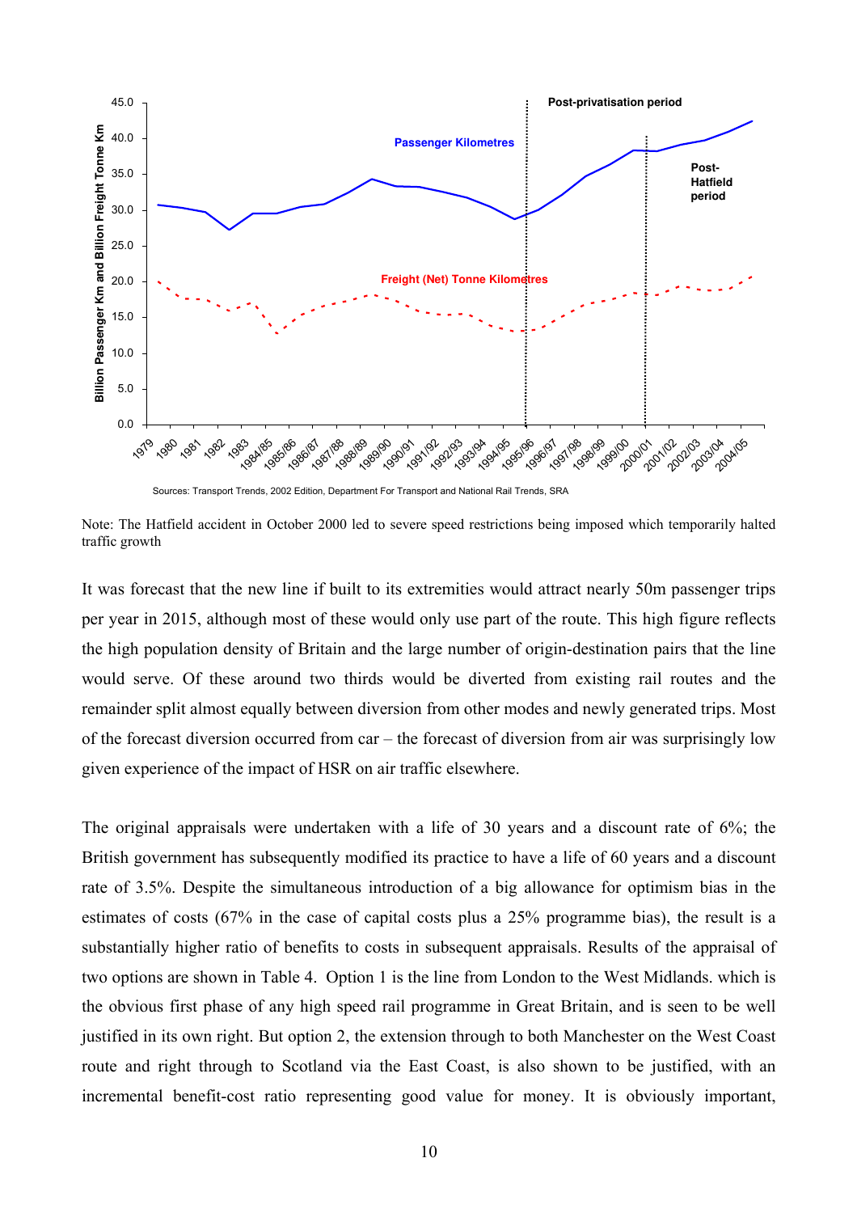Sources: Transport Trends, 2002 Edition, Department For Transport and National Rail Trends, SRA

Note: The Hatfield accident in October 2000 led to severe speed restrictions being imposed which temporarily halted traffic growth

It was forecast that the new line if built to its extremities would attract nearly 50m passenger trips per year in 2015, although most of these would only use part of the route. This high figure reflects the high population density of Britain and the large number of origin-destination pairs that the line would serve. Of these around two thirds would be diverted from existing rail routes and the remainder split almost equally between diversion from other modes and newly generated trips. Most of the forecast diversion occurred from car – the forecast of diversion from air was surprisingly low given experience of the impact of HSR on air traffic elsewhere.

The original appraisals were undertaken with a life of 30 years and a discount rate of 6%; the British government has subsequently modified its practice to have a life of 60 years and a discount rate of 3.5%. Despite the simultaneous introduction of a big allowance for optimism bias in the estimates of costs (67% in the case of capital costs plus a 25% programme bias), the result is a substantially higher ratio of benefits to costs in subsequent appraisals. Results of the appraisal of two options are shown in Table 4. Option 1 is the line from London to the West Midlands. which is the obvious first phase of any high speed rail programme in Great Britain, and is seen to be well justified in its own right. But option 2, the extension through to both Manchester on the West Coast route and right through to Scotland via the East Coast, is also shown to be justified, with an incremental benefit-cost ratio representing good value for money. It is obviously important,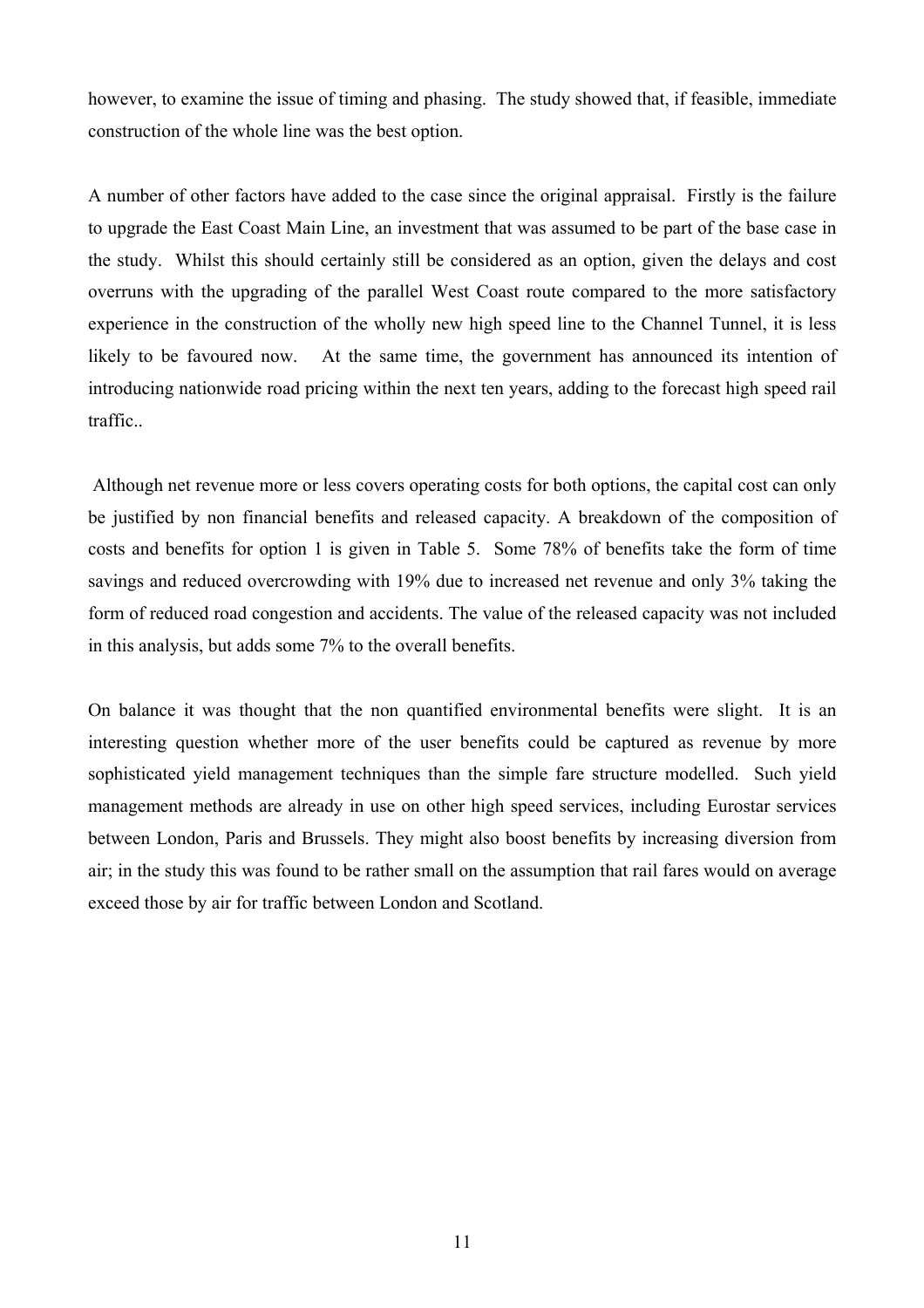however, to examine the issue of timing and phasing. The study showed that, if feasible, immediate construction of the whole line was the best option.

A number of other factors have added to the case since the original appraisal. Firstly is the failure to upgrade the East Coast Main Line, an investment that was assumed to be part of the base case in the study. Whilst this should certainly still be considered as an option, given the delays and cost overruns with the upgrading of the parallel West Coast route compared to the more satisfactory experience in the construction of the wholly new high speed line to the Channel Tunnel, it is less likely to be favoured now. At the same time, the government has announced its intention of introducing nationwide road pricing within the next ten years, adding to the forecast high speed rail traffic..

Although net revenue more or less covers operating costs for both options, the capital cost can only be justified by non financial benefits and released capacity. A breakdown of the composition of costs and benefits for option 1 is given in Table 5. Some 78% of benefits take the form of time savings and reduced overcrowding with 19% due to increased net revenue and only 3% taking the form of reduced road congestion and accidents. The value of the released capacity was not included in this analysis, but adds some 7% to the overall benefits.

On balance it was thought that the non quantified environmental benefits were slight. It is an interesting question whether more of the user benefits could be captured as revenue by more sophisticated yield management techniques than the simple fare structure modelled. Such yield management methods are already in use on other high speed services, including Eurostar services between London, Paris and Brussels. They might also boost benefits by increasing diversion from air; in the study this was found to be rather small on the assumption that rail fares would on average exceed those by air for traffic between London and Scotland.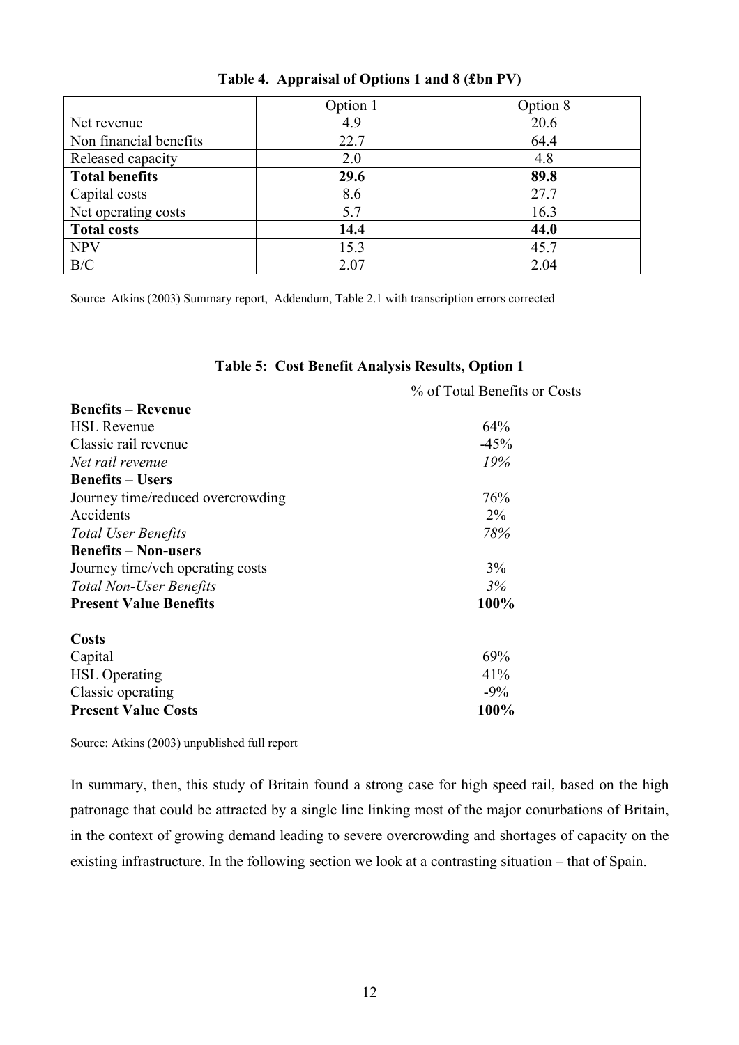**Table 4. Appraisal of Options 1 and 8 (£bn PV)**

| | Option 1 | Option 8 |
|---|---|---|
| Net revenue | 4.9 | 20.6 |
| Non financial benefits | 22.7 | 64.4 |
| Released capacity | 2.0 | 4.8 |
| **Total benefits** | **29.6** | **89.8** |
| Capital costs | 8.6 | 27.7 |
| Net operating costs | 5.7 | 16.3 |
| **Total costs** | **14.4** | **44.0** |
| NPV | 15.3 | 45.7 |
| B/C | 2.07 | 2.04 |

Source Atkins (2003) Summary report, Addendum, Table 2.1 with transcription errors corrected

**Table 5: Cost Benefit Analysis Results, Option 1**

| | % of Total Benefits or Costs |
|---|---|
| **Benefits – Revenue** | |
| HSL Revenue | 64% |
| Classic rail revenue | -45% |
| *Net rail revenue* | *19%* |
| **Benefits – Users** | |
| Journey time/reduced overcrowding | 76% |
| Accidents | 2% |
| *Total User Benefits* | *78%* |
| **Benefits – Non-users** | |
| Journey time/veh operating costs | 3% |
| *Total Non-User Benefits* | *3%* |
| **Present Value Benefits** | **100%** |
| | |
| **Costs** | |
| Capital | 69% |
| HSL Operating | 41% |
| Classic operating | -9% |
| **Present Value Costs** | **100%** |

Source: Atkins (2003) unpublished full report

In summary, then, this study of Britain found a strong case for high speed rail, based on the high patronage that could be attracted by a single line linking most of the major conurbations of Britain, in the context of growing demand leading to severe overcrowding and shortages of capacity on the existing infrastructure. In the following section we look at a contrasting situation – that of Spain.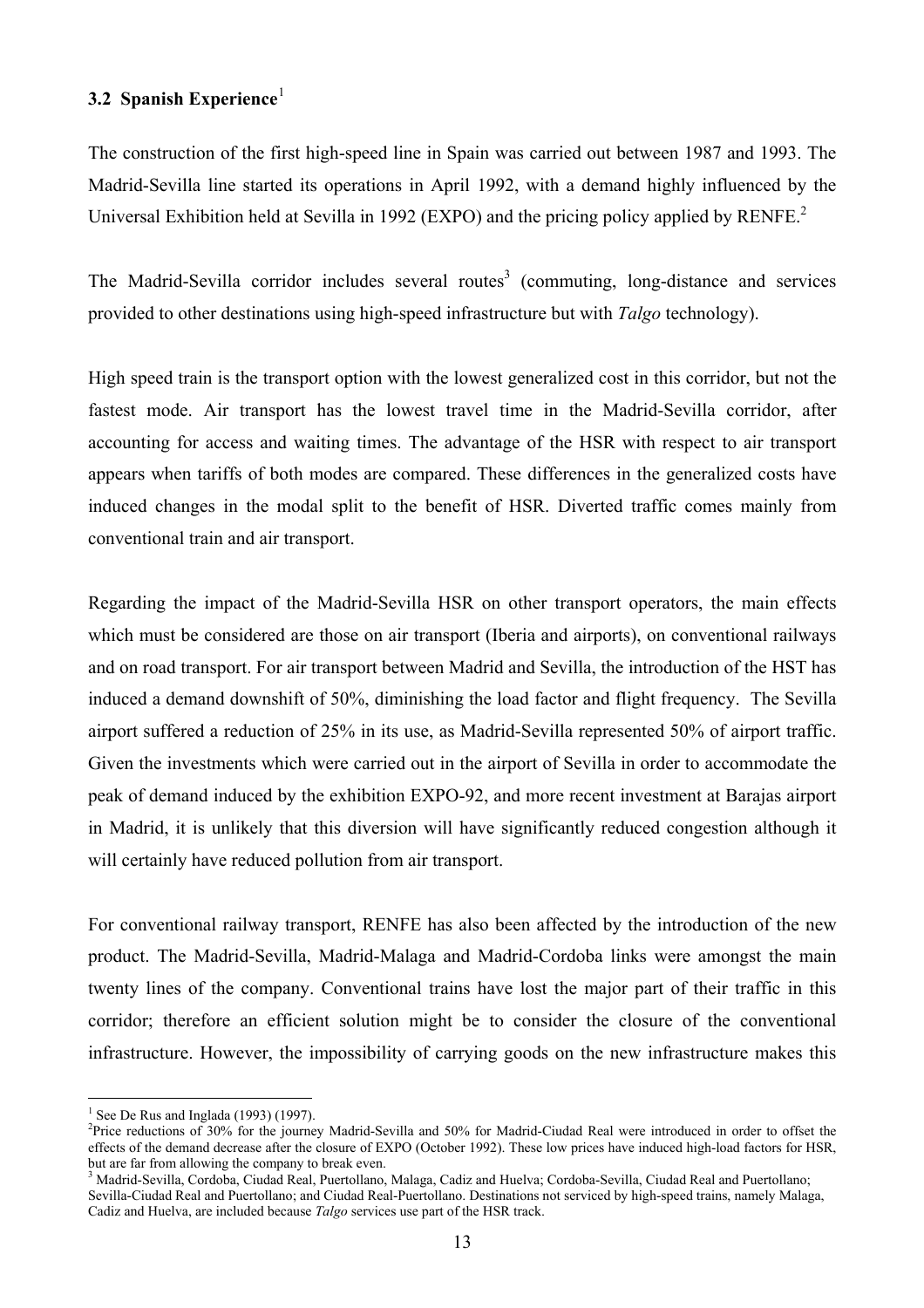### 3.2 Spanish Experience[1]

The construction of the first high-speed line in Spain was carried out between 1987 and 1993. The Madrid-Sevilla line started its operations in April 1992, with a demand highly influenced by the Universal Exhibition held at Sevilla in 1992 (EXPO) and the pricing policy applied by RENFE.[2]

The Madrid-Sevilla corridor includes several routes[3] (commuting, long-distance and services provided to other destinations using high-speed infrastructure but with *Talgo* technology).

High speed train is the transport option with the lowest generalized cost in this corridor, but not the fastest mode. Air transport has the lowest travel time in the Madrid-Sevilla corridor, after accounting for access and waiting times. The advantage of the HSR with respect to air transport appears when tariffs of both modes are compared. These differences in the generalized costs have induced changes in the modal split to the benefit of HSR. Diverted traffic comes mainly from conventional train and air transport.

Regarding the impact of the Madrid-Sevilla HSR on other transport operators, the main effects which must be considered are those on air transport (Iberia and airports), on conventional railways and on road transport. For air transport between Madrid and Sevilla, the introduction of the HST has induced a demand downshift of 50%, diminishing the load factor and flight frequency. The Sevilla airport suffered a reduction of 25% in its use, as Madrid-Sevilla represented 50% of airport traffic. Given the investments which were carried out in the airport of Sevilla in order to accommodate the peak of demand induced by the exhibition EXPO-92, and more recent investment at Barajas airport in Madrid, it is unlikely that this diversion will have significantly reduced congestion although it will certainly have reduced pollution from air transport.

For conventional railway transport, RENFE has also been affected by the introduction of the new product. The Madrid-Sevilla, Madrid-Malaga and Madrid-Cordoba links were amongst the main twenty lines of the company. Conventional trains have lost the major part of their traffic in this corridor; therefore an efficient solution might be to consider the closure of the conventional infrastructure. However, the impossibility of carrying goods on the new infrastructure makes this

---

[1] See De Rus and Inglada (1993) (1997).

[2] Price reductions of 30% for the journey Madrid-Sevilla and 50% for Madrid-Ciudad Real were introduced in order to offset the effects of the demand decrease after the closure of EXPO (October 1992). These low prices have induced high-load factors for HSR, but are far from allowing the company to break even.

[3] Madrid-Sevilla, Cordoba, Ciudad Real, Puertollano, Malaga, Cadiz and Huelva; Cordoba-Sevilla, Ciudad Real and Puertollano; Sevilla-Ciudad Real and Puertollano; and Ciudad Real-Puertollano. Destinations not serviced by high-speed trains, namely Malaga, Cadiz and Huelva, are included because *Talgo* services use part of the HSR track.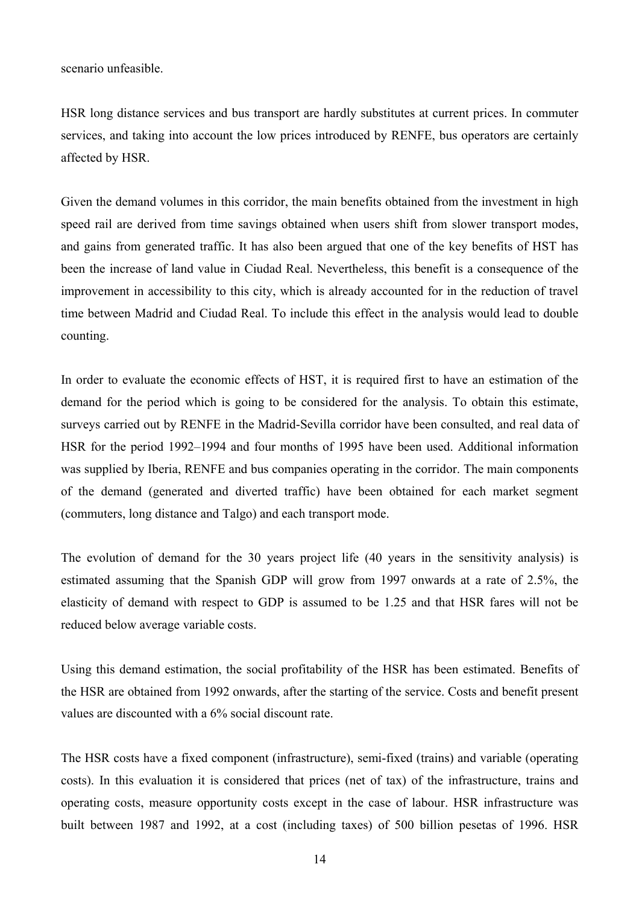scenario unfeasible.

HSR long distance services and bus transport are hardly substitutes at current prices. In commuter services, and taking into account the low prices introduced by RENFE, bus operators are certainly affected by HSR.

Given the demand volumes in this corridor, the main benefits obtained from the investment in high speed rail are derived from time savings obtained when users shift from slower transport modes, and gains from generated traffic. It has also been argued that one of the key benefits of HST has been the increase of land value in Ciudad Real. Nevertheless, this benefit is a consequence of the improvement in accessibility to this city, which is already accounted for in the reduction of travel time between Madrid and Ciudad Real. To include this effect in the analysis would lead to double counting.

In order to evaluate the economic effects of HST, it is required first to have an estimation of the demand for the period which is going to be considered for the analysis. To obtain this estimate, surveys carried out by RENFE in the Madrid-Sevilla corridor have been consulted, and real data of HSR for the period 1992–1994 and four months of 1995 have been used. Additional information was supplied by Iberia, RENFE and bus companies operating in the corridor. The main components of the demand (generated and diverted traffic) have been obtained for each market segment (commuters, long distance and Talgo) and each transport mode.

The evolution of demand for the 30 years project life (40 years in the sensitivity analysis) is estimated assuming that the Spanish GDP will grow from 1997 onwards at a rate of 2.5%, the elasticity of demand with respect to GDP is assumed to be 1.25 and that HSR fares will not be reduced below average variable costs.

Using this demand estimation, the social profitability of the HSR has been estimated. Benefits of the HSR are obtained from 1992 onwards, after the starting of the service. Costs and benefit present values are discounted with a 6% social discount rate.

The HSR costs have a fixed component (infrastructure), semi-fixed (trains) and variable (operating costs). In this evaluation it is considered that prices (net of tax) of the infrastructure, trains and operating costs, measure opportunity costs except in the case of labour. HSR infrastructure was built between 1987 and 1992, at a cost (including taxes) of 500 billion pesetas of 1996. HSR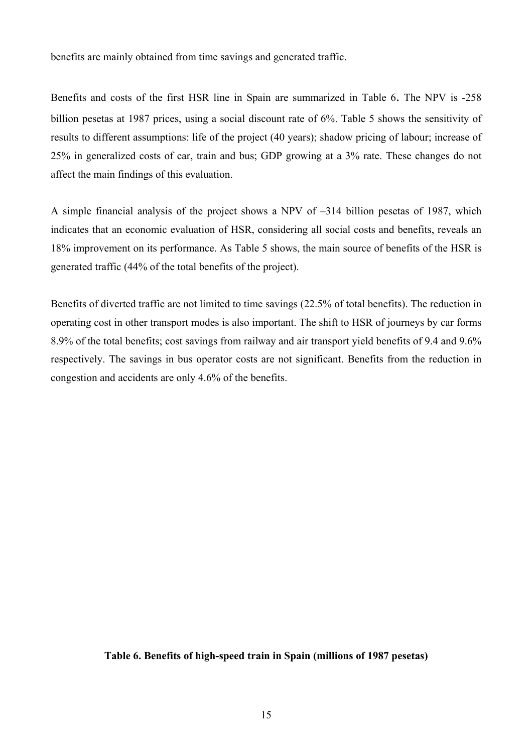benefits are mainly obtained from time savings and generated traffic.

Benefits and costs of the first HSR line in Spain are summarized in Table 6. The NPV is -258 billion pesetas at 1987 prices, using a social discount rate of 6%. Table 5 shows the sensitivity of results to different assumptions: life of the project (40 years); shadow pricing of labour; increase of 25% in generalized costs of car, train and bus; GDP growing at a 3% rate. These changes do not affect the main findings of this evaluation.

A simple financial analysis of the project shows a NPV of –314 billion pesetas of 1987, which indicates that an economic evaluation of HSR, considering all social costs and benefits, reveals an 18% improvement on its performance. As Table 5 shows, the main source of benefits of the HSR is generated traffic (44% of the total benefits of the project).

Benefits of diverted traffic are not limited to time savings (22.5% of total benefits). The reduction in operating cost in other transport modes is also important. The shift to HSR of journeys by car forms 8.9% of the total benefits; cost savings from railway and air transport yield benefits of 9.4 and 9.6% respectively. The savings in bus operator costs are not significant. Benefits from the reduction in congestion and accidents are only 4.6% of the benefits.

**Table 6. Benefits of high-speed train in Spain (millions of 1987 pesetas)**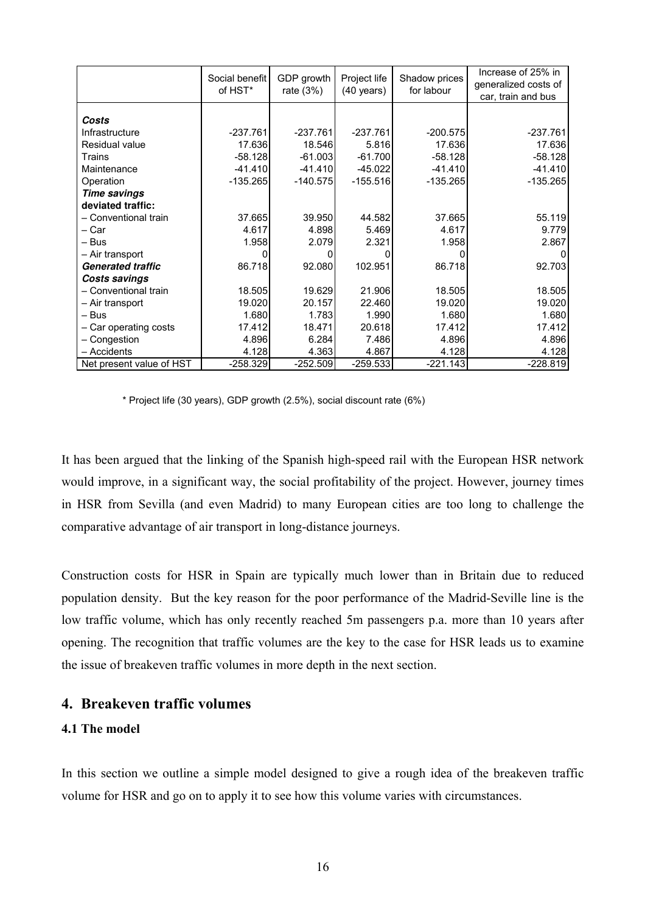|  | Social benefit of HST* | GDP growth rate (3%) | Project life (40 years) | Shadow prices for labour | Increase of 25% in generalized costs of car, train and bus |
|---|---|---|---|---|---|
| ***Costs*** |  |  |  |  |  |
| Infrastructure | -237.761 | -237.761 | -237.761 | -200.575 | -237.761 |
| Residual value | 17.636 | 18.546 | 5.816 | 17.636 | 17.636 |
| Trains | -58.128 | -61.003 | -61.700 | -58.128 | -58.128 |
| Maintenance | -41.410 | -41.410 | -45.022 | -41.410 | -41.410 |
| Operation | -135.265 | -140.575 | -155.516 | -135.265 | -135.265 |
| ***Time savings*** |  |  |  |  |  |
| **deviated traffic:** |  |  |  |  |  |
| – Conventional train | 37.665 | 39.950 | 44.582 | 37.665 | 55.119 |
| – Car | 4.617 | 4.898 | 5.469 | 4.617 | 9.779 |
| – Bus | 1.958 | 2.079 | 2.321 | 1.958 | 2.867 |
| – Air transport | 0 | 0 | 0 | 0 | 0 |
| ***Generated traffic*** | 86.718 | 92.080 | 102.951 | 86.718 | 92.703 |
| ***Costs savings*** |  |  |  |  |  |
| – Conventional train | 18.505 | 19.629 | 21.906 | 18.505 | 18.505 |
| – Air transport | 19.020 | 20.157 | 22.460 | 19.020 | 19.020 |
| – Bus | 1.680 | 1.783 | 1.990 | 1.680 | 1.680 |
| – Car operating costs | 17.412 | 18.471 | 20.618 | 17.412 | 17.412 |
| – Congestion | 4.896 | 6.284 | 7.486 | 4.896 | 4.896 |
| – Accidents | 4.128 | 4.363 | 4.867 | 4.128 | 4.128 |
| Net present value of HST | -258.329 | -252.509 | -259.533 | -221.143 | -228.819 |

\* Project life (30 years), GDP growth (2.5%), social discount rate (6%)

It has been argued that the linking of the Spanish high-speed rail with the European HSR network would improve, in a significant way, the social profitability of the project. However, journey times in HSR from Sevilla (and even Madrid) to many European cities are too long to challenge the comparative advantage of air transport in long-distance journeys.

Construction costs for HSR in Spain are typically much lower than in Britain due to reduced population density. But the key reason for the poor performance of the Madrid-Seville line is the low traffic volume, which has only recently reached 5m passengers p.a. more than 10 years after opening. The recognition that traffic volumes are the key to the case for HSR leads us to examine the issue of breakeven traffic volumes in more depth in the next section.

## 4. Breakeven traffic volumes

### 4.1 The model

In this section we outline a simple model designed to give a rough idea of the breakeven traffic volume for HSR and go on to apply it to see how this volume varies with circumstances.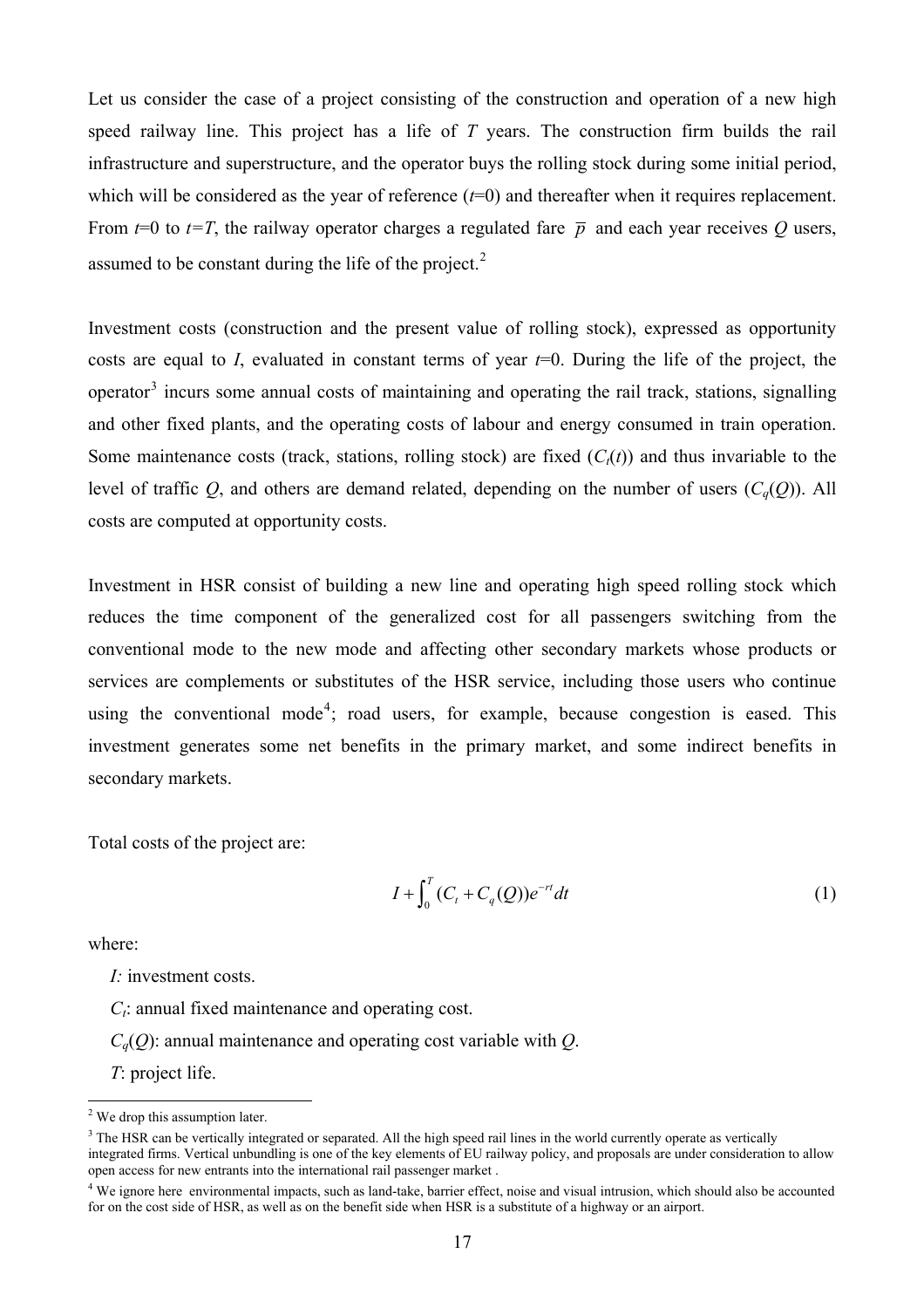Let us consider the case of a project consisting of the construction and operation of a new high speed railway line. This project has a life of *T* years. The construction firm builds the rail infrastructure and superstructure, and the operator buys the rolling stock during some initial period, which will be considered as the year of reference ($t$=0) and thereafter when it requires replacement. From $t$=0 to $t$=$T$, the railway operator charges a regulated fare $\overline{p}$ and each year receives $Q$ users, assumed to be constant during the life of the project.[2]

Investment costs (construction and the present value of rolling stock), expressed as opportunity costs are equal to $I$, evaluated in constant terms of year $t$=0. During the life of the project, the operator[3] incurs some annual costs of maintaining and operating the rail track, stations, signalling and other fixed plants, and the operating costs of labour and energy consumed in train operation. Some maintenance costs (track, stations, rolling stock) are fixed ($C_t(t)$) and thus invariable to the level of traffic $Q$, and others are demand related, depending on the number of users ($C_q(Q)$). All costs are computed at opportunity costs.

Investment in HSR consist of building a new line and operating high speed rolling stock which reduces the time component of the generalized cost for all passengers switching from the conventional mode to the new mode and affecting other secondary markets whose products or services are complements or substitutes of the HSR service, including those users who continue using the conventional mode[4]; road users, for example, because congestion is eased. This investment generates some net benefits in the primary market, and some indirect benefits in secondary markets.

Total costs of the project are:

$$I + \int_0^T (C_t + C_q(Q))e^{-rt}dt \tag{1}$$

where:

- $I$: investment costs.
- $C_t$: annual fixed maintenance and operating cost.
- $C_q(Q)$: annual maintenance and operating cost variable with $Q$.
- $T$: project life.

---

[2] We drop this assumption later.

[3] The HSR can be vertically integrated or separated. All the high speed rail lines in the world currently operate as vertically integrated firms. Vertical unbundling is one of the key elements of EU railway policy, and proposals are under consideration to allow open access for new entrants into the international rail passenger market .

[4] We ignore here environmental impacts, such as land-take, barrier effect, noise and visual intrusion, which should also be accounted for on the cost side of HSR, as well as on the benefit side when HSR is a substitute of a highway or an airport.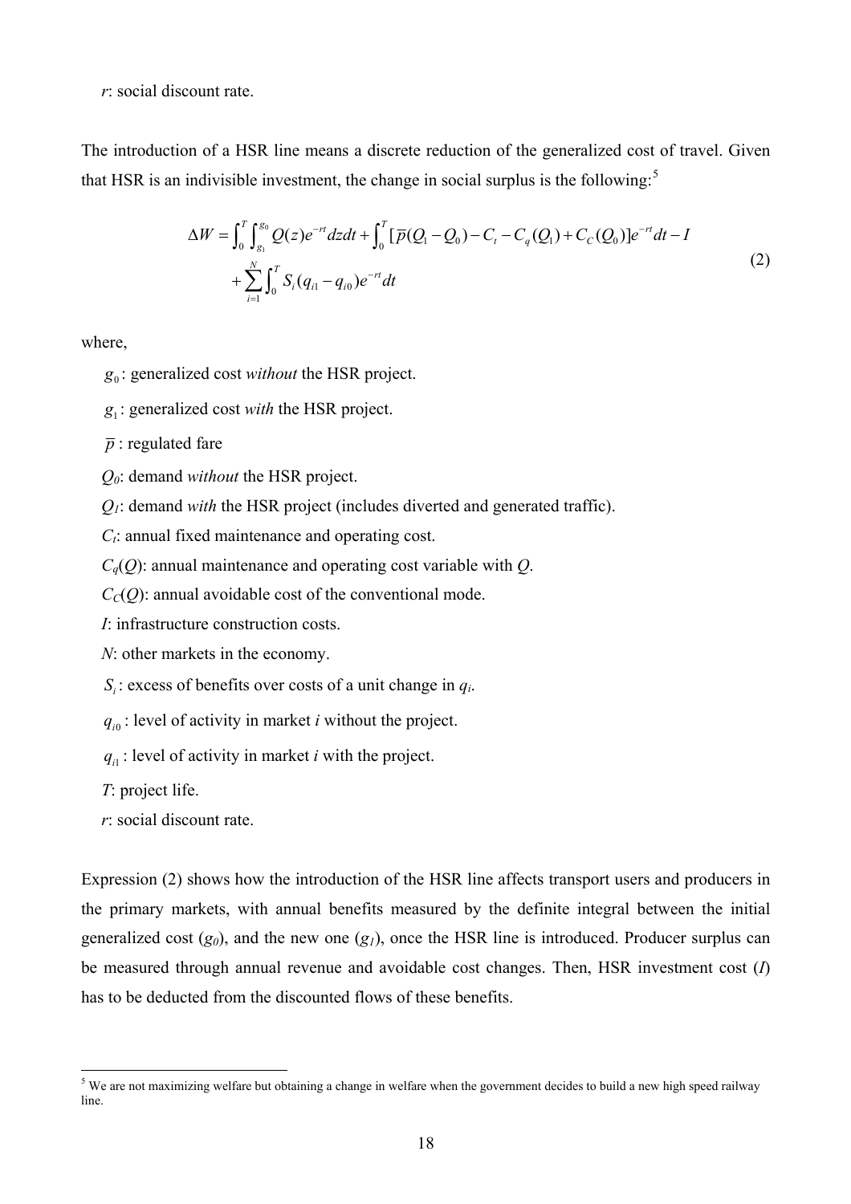$r$: social discount rate.

The introduction of a HSR line means a discrete reduction of the generalized cost of travel. Given that HSR is an indivisible investment, the change in social surplus is the following:[5]

$$
\begin{aligned}
\Delta W = & \int_0^T \int_{g_1}^{g_0} Q(z) e^{-rt} dz dt + \int_0^T [\overline{p}(Q_1 - Q_0) - C_t - C_q(Q_1) + C_C(Q_0)] e^{-rt} dt - I \\
& + \sum_{i=1}^{N} \int_0^T S_i (q_{i1} - q_{i0}) e^{-rt} dt
\end{aligned}
\tag{2}
$$

where,

$g_0$: generalized cost *without* the HSR project.

$g_1$: generalized cost *with* the HSR project.

$\overline{p}$: regulated fare

$Q_0$: demand *without* the HSR project.

$Q_1$: demand *with* the HSR project (includes diverted and generated traffic).

$C_t$: annual fixed maintenance and operating cost.

$C_q(Q)$: annual maintenance and operating cost variable with $Q$.

$C_C(Q)$: annual avoidable cost of the conventional mode.

$I$: infrastructure construction costs.

$N$: other markets in the economy.

$S_i$: excess of benefits over costs of a unit change in $q_i$.

$q_{i0}$: level of activity in market $i$ without the project.

$q_{i1}$: level of activity in market $i$ with the project.

$T$: project life.

$r$: social discount rate.

Expression (2) shows how the introduction of the HSR line affects transport users and producers in the primary markets, with annual benefits measured by the definite integral between the initial generalized cost ($g_0$), and the new one ($g_1$), once the HSR line is introduced. Producer surplus can be measured through annual revenue and avoidable cost changes. Then, HSR investment cost ($I$) has to be deducted from the discounted flows of these benefits.

[5] We are not maximizing welfare but obtaining a change in welfare when the government decides to build a new high speed railway line.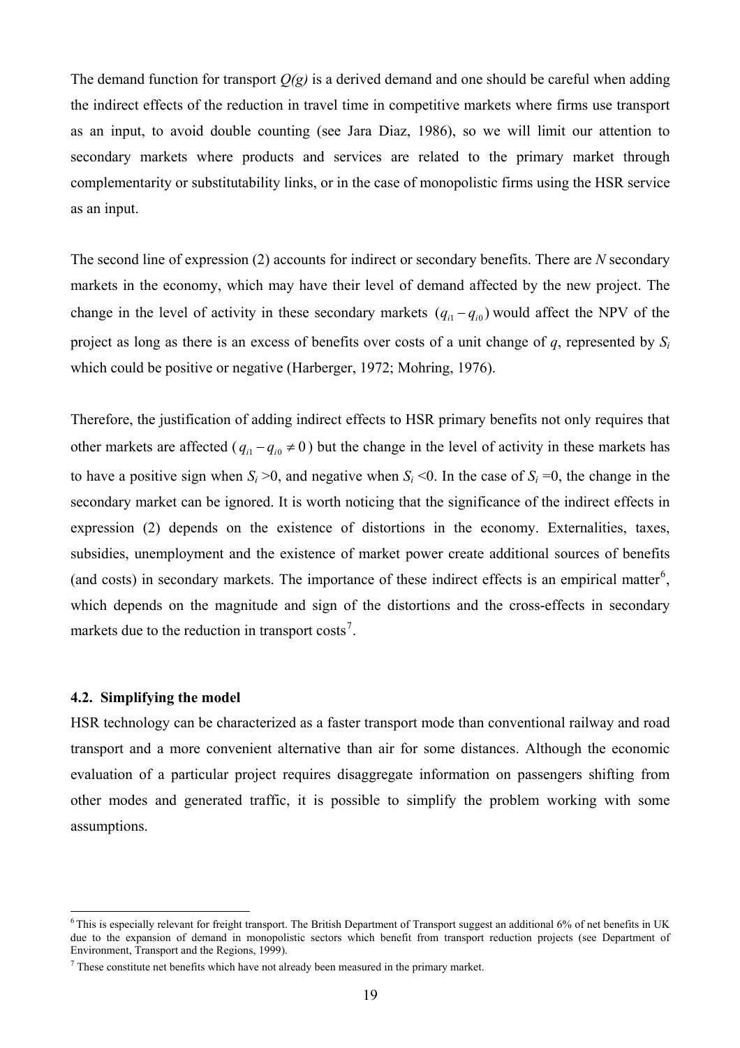The demand function for transport *Q(g)* is a derived demand and one should be careful when adding the indirect effects of the reduction in travel time in competitive markets where firms use transport as an input, to avoid double counting (see Jara Diaz, 1986), so we will limit our attention to secondary markets where products and services are related to the primary market through complementarity or substitutability links, or in the case of monopolistic firms using the HSR service as an input.

The second line of expression (2) accounts for indirect or secondary benefits. There are *N* secondary markets in the economy, which may have their level of demand affected by the new project. The change in the level of activity in these secondary markets $(q_{i1} - q_{i0})$ would affect the NPV of the project as long as there is an excess of benefits over costs of a unit change of *q*, represented by $S_i$ which could be positive or negative (Harberger, 1972; Mohring, 1976).

Therefore, the justification of adding indirect effects to HSR primary benefits not only requires that other markets are affected ($q_{i1} - q_{i0} \neq 0$) but the change in the level of activity in these markets has to have a positive sign when $S_i > 0$, and negative when $S_i < 0$. In the case of $S_i = 0$, the change in the secondary market can be ignored. It is worth noticing that the significance of the indirect effects in expression (2) depends on the existence of distortions in the economy. Externalities, taxes, subsidies, unemployment and the existence of market power create additional sources of benefits (and costs) in secondary markets. The importance of these indirect effects is an empirical matter[6], which depends on the magnitude and sign of the distortions and the cross-effects in secondary markets due to the reduction in transport costs[7].

### 4.2. Simplifying the model

HSR technology can be characterized as a faster transport mode than conventional railway and road transport and a more convenient alternative than air for some distances. Although the economic evaluation of a particular project requires disaggregate information on passengers shifting from other modes and generated traffic, it is possible to simplify the problem working with some assumptions.

---

[6] This is especially relevant for freight transport. The British Department of Transport suggest an additional 6% of net benefits in UK due to the expansion of demand in monopolistic sectors which benefit from transport reduction projects (see Department of Environment, Transport and the Regions, 1999).

[7] These constitute net benefits which have not already been measured in the primary market.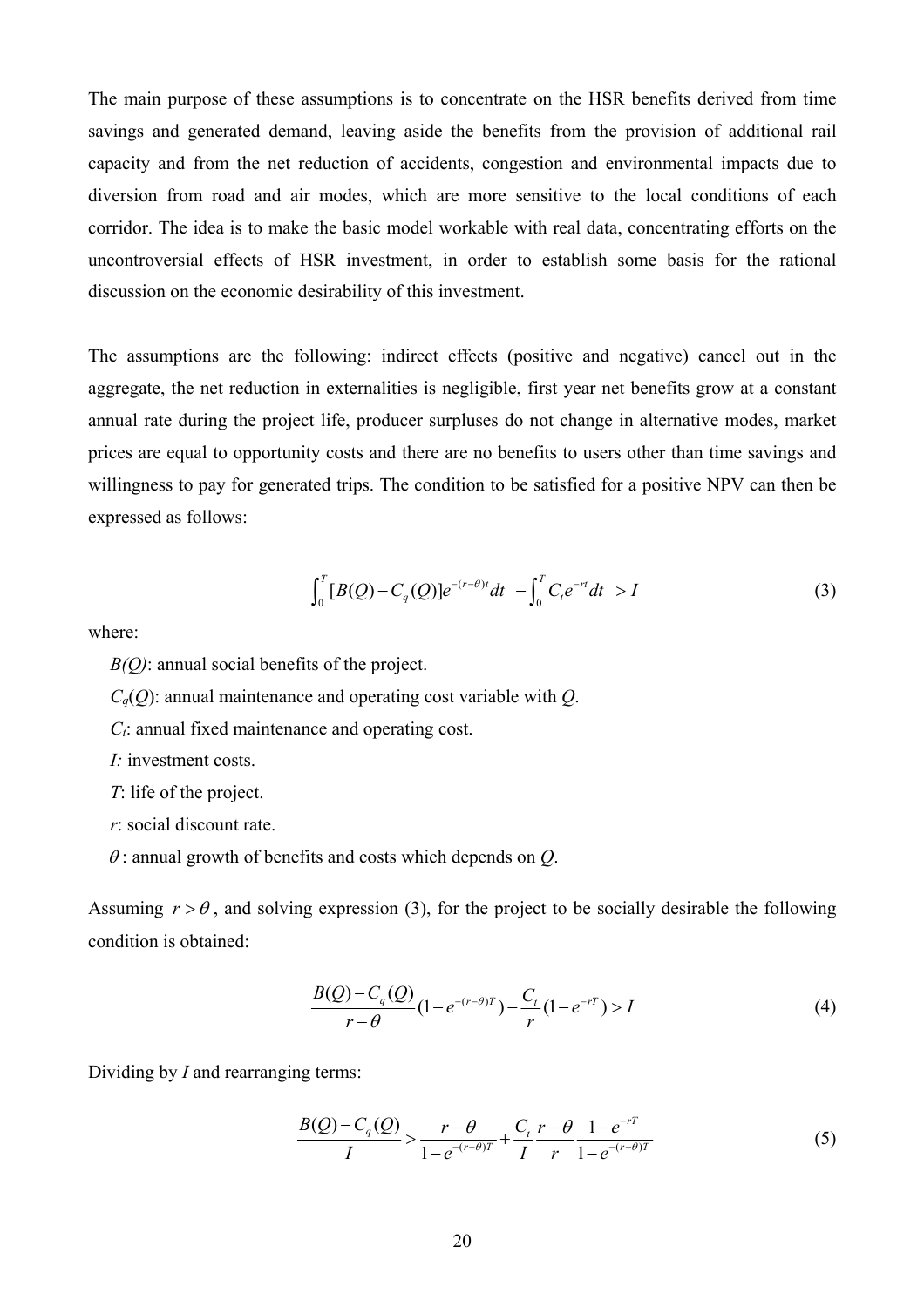The main purpose of these assumptions is to concentrate on the HSR benefits derived from time savings and generated demand, leaving aside the benefits from the provision of additional rail capacity and from the net reduction of accidents, congestion and environmental impacts due to diversion from road and air modes, which are more sensitive to the local conditions of each corridor. The idea is to make the basic model workable with real data, concentrating efforts on the uncontroversial effects of HSR investment, in order to establish some basis for the rational discussion on the economic desirability of this investment.

The assumptions are the following: indirect effects (positive and negative) cancel out in the aggregate, the net reduction in externalities is negligible, first year net benefits grow at a constant annual rate during the project life, producer surpluses do not change in alternative modes, market prices are equal to opportunity costs and there are no benefits to users other than time savings and willingness to pay for generated trips. The condition to be satisfied for a positive NPV can then be expressed as follows:

$$\int_0^T [B(Q) - C_q(Q)]e^{-(r-\theta)t}dt \; - \int_0^T C_t e^{-rt}dt \; > I \tag{3}$$

where:

$B(Q)$: annual social benefits of the project.

$C_q(Q)$: annual maintenance and operating cost variable with $Q$.

$C_t$: annual fixed maintenance and operating cost.

$I$: investment costs.

$T$: life of the project.

$r$: social discount rate.

$\theta$: annual growth of benefits and costs which depends on $Q$.

Assuming $r > \theta$, and solving expression (3), for the project to be socially desirable the following condition is obtained:

$$\frac{B(Q) - C_q(Q)}{r - \theta}(1 - e^{-(r-\theta)T}) - \frac{C_t}{r}(1 - e^{-rT}) > I \tag{4}$$

Dividing by $I$ and rearranging terms:

$$\frac{B(Q) - C_q(Q)}{I} > \frac{r - \theta}{1 - e^{-(r-\theta)T}} + \frac{C_t}{I}\frac{r - \theta}{r}\frac{1 - e^{-rT}}{1 - e^{-(r-\theta)T}} \tag{5}$$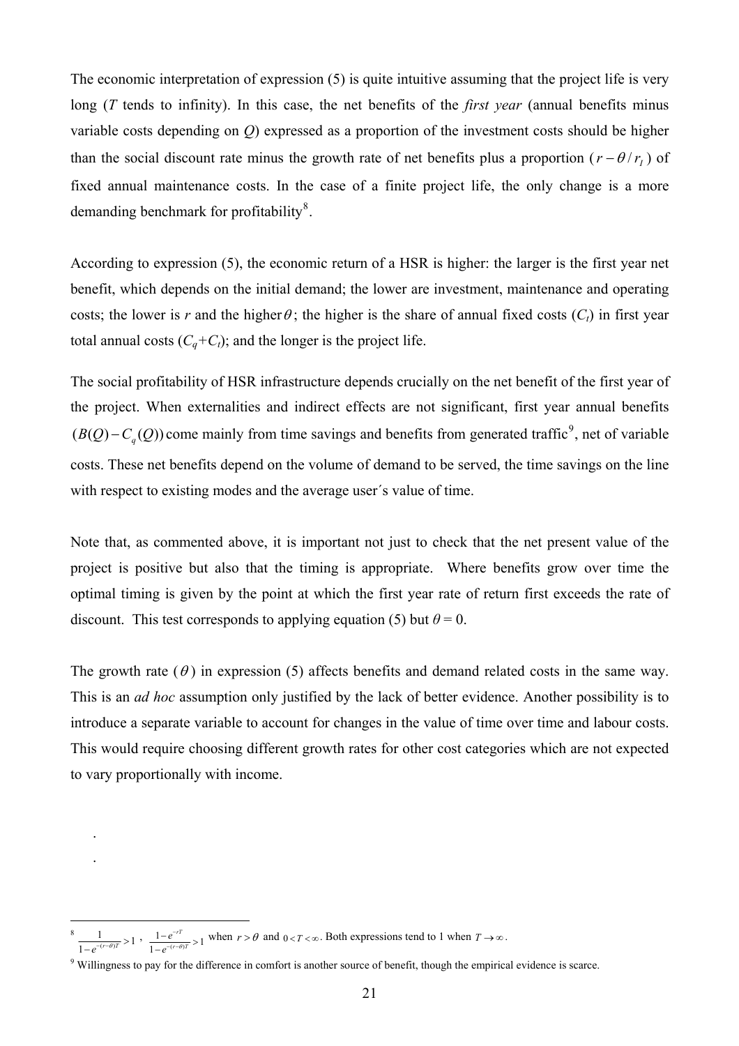The economic interpretation of expression (5) is quite intuitive assuming that the project life is very long ($T$ tends to infinity). In this case, the net benefits of the *first year* (annual benefits minus variable costs depending on $Q$) expressed as a proportion of the investment costs should be higher than the social discount rate minus the growth rate of net benefits plus a proportion ($r - \theta / r_I$) of fixed annual maintenance costs. In the case of a finite project life, the only change is a more demanding benchmark for profitability[8].

According to expression (5), the economic return of a HSR is higher: the larger is the first year net benefit, which depends on the initial demand; the lower are investment, maintenance and operating costs; the lower is $r$ and the higher $\theta$; the higher is the share of annual fixed costs ($C_t$) in first year total annual costs ($C_q$+$C_t$); and the longer is the project life.

The social profitability of HSR infrastructure depends crucially on the net benefit of the first year of the project. When externalities and indirect effects are not significant, first year annual benefits $(B(Q) - C_q(Q))$ come mainly from time savings and benefits from generated traffic[9], net of variable costs. These net benefits depend on the volume of demand to be served, the time savings on the line with respect to existing modes and the average user´s value of time.

Note that, as commented above, it is important not just to check that the net present value of the project is positive but also that the timing is appropriate. Where benefits grow over time the optimal timing is given by the point at which the first year rate of return first exceeds the rate of discount. This test corresponds to applying equation (5) but $\theta = 0$.

The growth rate ($\theta$) in expression (5) affects benefits and demand related costs in the same way. This is an *ad hoc* assumption only justified by the lack of better evidence. Another possibility is to introduce a separate variable to account for changes in the value of time over time and labour costs. This would require choosing different growth rates for other cost categories which are not expected to vary proportionally with income.

.

.

---

[8] $\frac{1}{1-e^{-(r-\theta)T}} > 1$ , $\frac{1-e^{-rT}}{1-e^{-(r-\theta)T}} > 1$ when $r > \theta$ and $0 < T < \infty$. Both expressions tend to 1 when $T \to \infty$.

[9] Willingness to pay for the difference in comfort is another source of benefit, though the empirical evidence is scarce.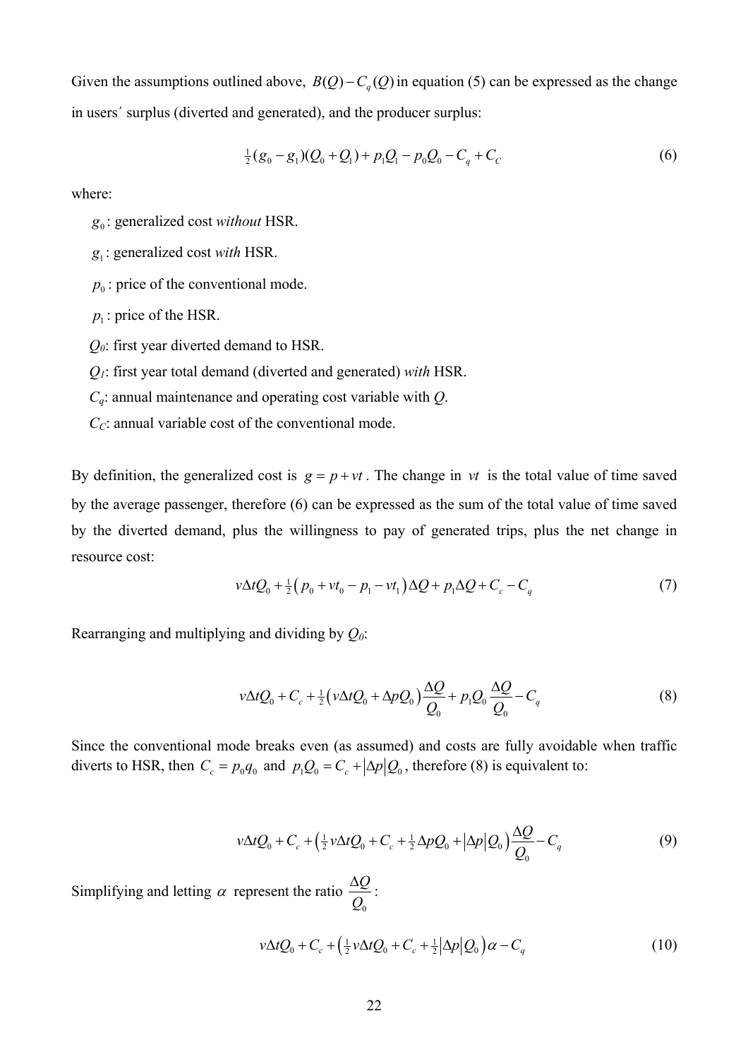Given the assumptions outlined above, $B(Q) - C_q(Q)$ in equation (5) can be expressed as the change in users´ surplus (diverted and generated), and the producer surplus:

$$\tfrac{1}{2}(g_0 - g_1)(Q_0 + Q_1) + p_1 Q_1 - p_0 Q_0 - C_q + C_C \tag{6}$$

where:

- $g_0$: generalized cost *without* HSR.
- $g_1$: generalized cost *with* HSR.
- $p_0$: price of the conventional mode.
- $p_1$: price of the HSR.
- $Q_0$: first year diverted demand to HSR.
- $Q_1$: first year total demand (diverted and generated) *with* HSR.
- $C_q$: annual maintenance and operating cost variable with $Q$.
- $C_C$: annual variable cost of the conventional mode.

By definition, the generalized cost is $g = p + vt$. The change in $vt$ is the total value of time saved by the average passenger, therefore (6) can be expressed as the sum of the total value of time saved by the diverted demand, plus the willingness to pay of generated trips, plus the net change in resource cost:

$$v\Delta t Q_0 + \tfrac{1}{2}\left(p_0 + vt_0 - p_1 - vt_1\right)\Delta Q + p_1 \Delta Q + C_c - C_q \tag{7}$$

Rearranging and multiplying and dividing by $Q_0$:

$$v\Delta t Q_0 + C_c + \tfrac{1}{2}\left(v\Delta t Q_0 + \Delta p Q_0\right)\frac{\Delta Q}{Q_0} + p_1 Q_0 \frac{\Delta Q}{Q_0} - C_q \tag{8}$$

Since the conventional mode breaks even (as assumed) and costs are fully avoidable when traffic diverts to HSR, then $C_c = p_0 q_0$ and $p_1 Q_0 = C_c + |\Delta p| Q_0$, therefore (8) is equivalent to:

$$v\Delta t Q_0 + C_c + \left(\tfrac{1}{2} v\Delta t Q_0 + C_c + \tfrac{1}{2}\Delta p Q_0 + |\Delta p| Q_0\right)\frac{\Delta Q}{Q_0} - C_q \tag{9}$$

Simplifying and letting $\alpha$ represent the ratio $\dfrac{\Delta Q}{Q_0}$:

$$v\Delta t Q_0 + C_c + \left(\tfrac{1}{2} v\Delta t Q_0 + C_c + \tfrac{1}{2}|\Delta p| Q_0\right)\alpha - C_q \tag{10}$$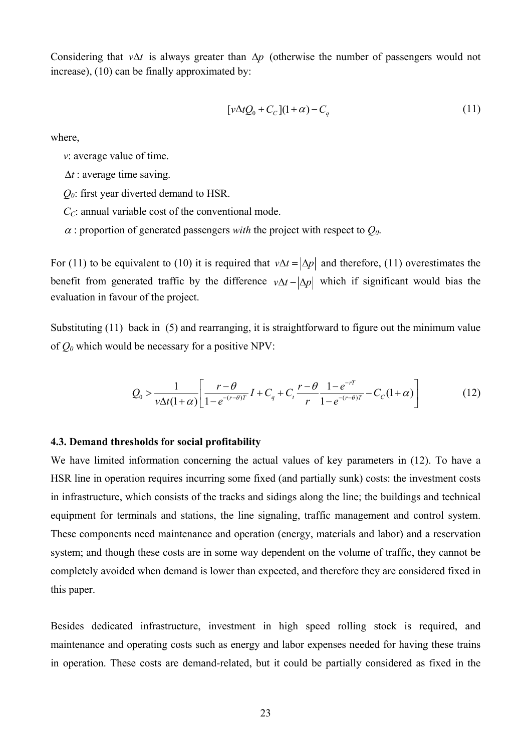Considering that $v\Delta t$ is always greater than $\Delta p$ (otherwise the number of passengers would not increase), (10) can be finally approximated by:

$$[v\Delta t Q_0 + C_C](1+\alpha) - C_q \tag{11}$$

where,

$v$: average value of time.

$\Delta t$ : average time saving.

$Q_0$: first year diverted demand to HSR.

$C_C$: annual variable cost of the conventional mode.

$\alpha$ : proportion of generated passengers *with* the project with respect to $Q_0$.

For (11) to be equivalent to (10) it is required that $v\Delta t = |\Delta p|$ and therefore, (11) overestimates the benefit from generated traffic by the difference $v\Delta t - |\Delta p|$ which if significant would bias the evaluation in favour of the project.

Substituting (11) back in (5) and rearranging, it is straightforward to figure out the minimum value of $Q_0$ which would be necessary for a positive NPV:

$$Q_0 > \frac{1}{v\Delta t(1+\alpha)}\left[\frac{r-\theta}{1-e^{-(r-\theta)T}} I + C_q + C_t \frac{r-\theta}{r} \frac{1-e^{-rT}}{1-e^{-(r-\theta)T}} - C_C(1+\alpha)\right] \tag{12}$$

### 4.3. Demand thresholds for social profitability

We have limited information concerning the actual values of key parameters in (12). To have a HSR line in operation requires incurring some fixed (and partially sunk) costs: the investment costs in infrastructure, which consists of the tracks and sidings along the line; the buildings and technical equipment for terminals and stations, the line signaling, traffic management and control system. These components need maintenance and operation (energy, materials and labor) and a reservation system; and though these costs are in some way dependent on the volume of traffic, they cannot be completely avoided when demand is lower than expected, and therefore they are considered fixed in this paper.

Besides dedicated infrastructure, investment in high speed rolling stock is required, and maintenance and operating costs such as energy and labor expenses needed for having these trains in operation. These costs are demand-related, but it could be partially considered as fixed in the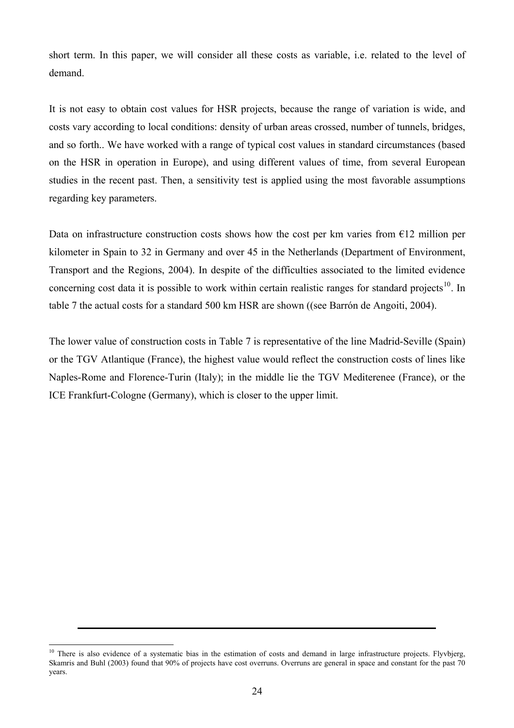short term. In this paper, we will consider all these costs as variable, i.e. related to the level of demand.

It is not easy to obtain cost values for HSR projects, because the range of variation is wide, and costs vary according to local conditions: density of urban areas crossed, number of tunnels, bridges, and so forth.. We have worked with a range of typical cost values in standard circumstances (based on the HSR in operation in Europe), and using different values of time, from several European studies in the recent past. Then, a sensitivity test is applied using the most favorable assumptions regarding key parameters.

Data on infrastructure construction costs shows how the cost per km varies from €12 million per kilometer in Spain to 32 in Germany and over 45 in the Netherlands (Department of Environment, Transport and the Regions, 2004). In despite of the difficulties associated to the limited evidence concerning cost data it is possible to work within certain realistic ranges for standard projects[10]. In table 7 the actual costs for a standard 500 km HSR are shown ((see Barrón de Angoiti, 2004).

The lower value of construction costs in Table 7 is representative of the line Madrid-Seville (Spain) or the TGV Atlantique (France), the highest value would reflect the construction costs of lines like Naples-Rome and Florence-Turin (Italy); in the middle lie the TGV Mediterenee (France), or the ICE Frankfurt-Cologne (Germany), which is closer to the upper limit.

---

[10] There is also evidence of a systematic bias in the estimation of costs and demand in large infrastructure projects. Flyvbjerg, Skamris and Buhl (2003) found that 90% of projects have cost overruns. Overruns are general in space and constant for the past 70 years.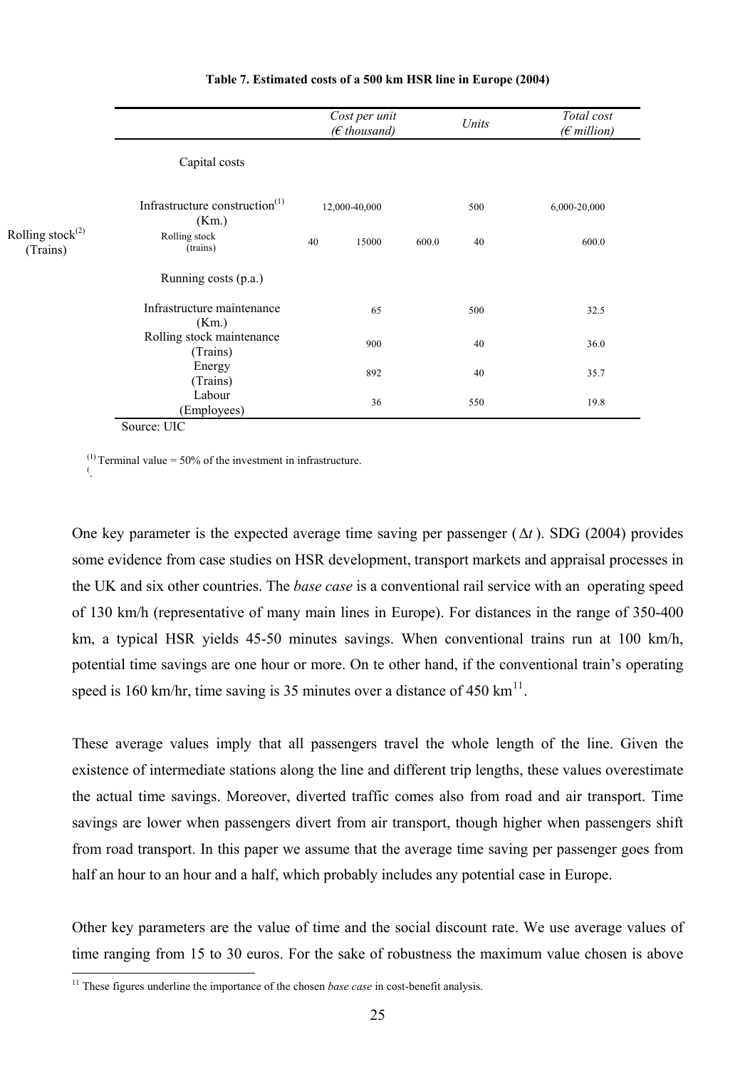**Table 7. Estimated costs of a 500 km HSR line in Europe (2004)**

| | *Cost per unit (€ thousand)* | *Units* | *Total cost (€ million)* |
|---|---|---|---|
| Capital costs | | | |
| Infrastructure construction[(1)] (Km.) | 12,000-40,000 | 500 | 6,000-20,000 |
| Rolling stock[(2)] (Trains) | 15000 | 40 | 600.0 |
| Running costs (p.a.) | | | |
| Infrastructure maintenance (Km.) | 65 | 500 | 32.5 |
| Rolling stock maintenance (Trains) | 900 | 40 | 36.0 |
| Energy (Trains) | 892 | 40 | 35.7 |
| Labour (Employees) | 36 | 550 | 19.8 |

Source: UIC

[(1)] Terminal value = 50% of the investment in infrastructure.

One key parameter is the expected average time saving per passenger ($\Delta t$). SDG (2004) provides some evidence from case studies on HSR development, transport markets and appraisal processes in the UK and six other countries. The *base case* is a conventional rail service with an operating speed of 130 km/h (representative of many main lines in Europe). For distances in the range of 350-400 km, a typical HSR yields 45-50 minutes savings. When conventional trains run at 100 km/h, potential time savings are one hour or more. On te other hand, if the conventional train's operating speed is 160 km/hr, time saving is 35 minutes over a distance of 450 km[11].

These average values imply that all passengers travel the whole length of the line. Given the existence of intermediate stations along the line and different trip lengths, these values overestimate the actual time savings. Moreover, diverted traffic comes also from road and air transport. Time savings are lower when passengers divert from air transport, though higher when passengers shift from road transport. In this paper we assume that the average time saving per passenger goes from half an hour to an hour and a half, which probably includes any potential case in Europe.

Other key parameters are the value of time and the social discount rate. We use average values of time ranging from 15 to 30 euros. For the sake of robustness the maximum value chosen is above

[11] These figures underline the importance of the chosen *base case* in cost-benefit analysis.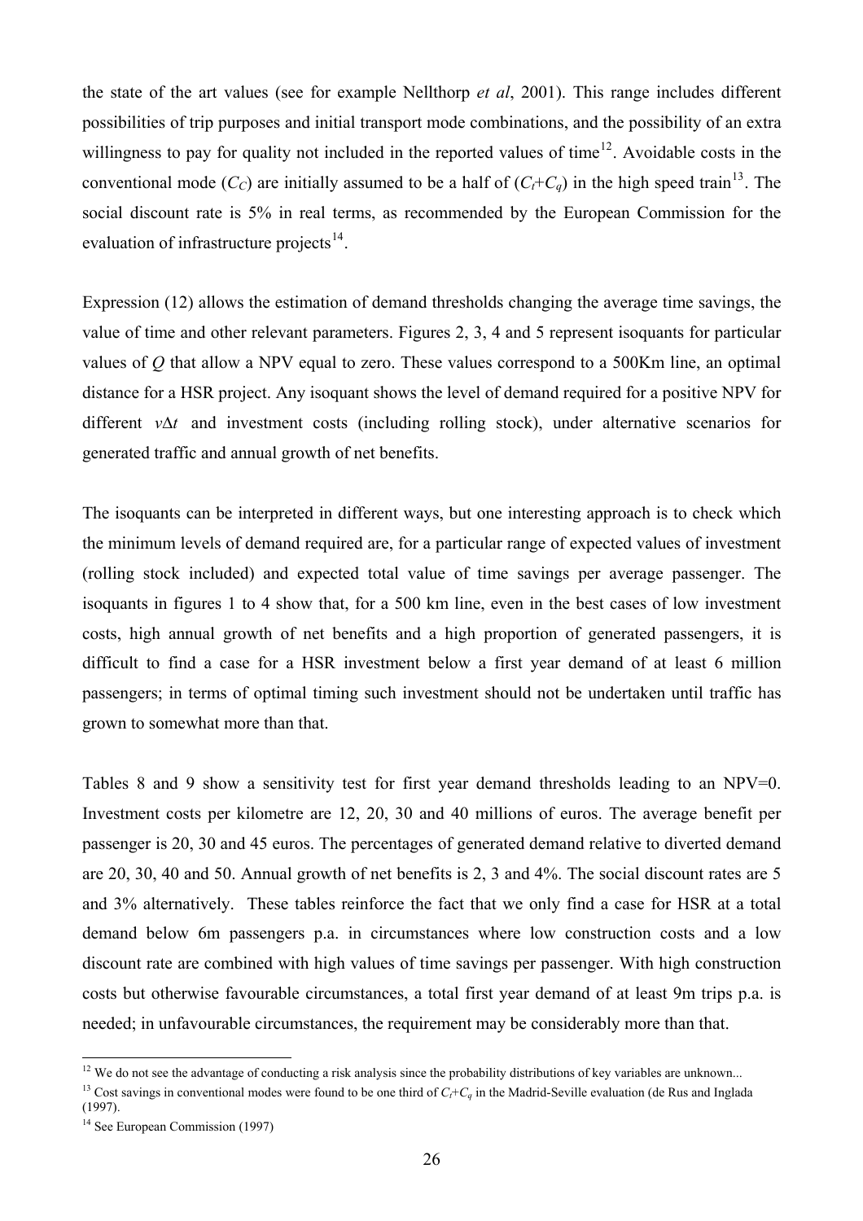the state of the art values (see for example Nellthorp *et al*, 2001). This range includes different possibilities of trip purposes and initial transport mode combinations, and the possibility of an extra willingness to pay for quality not included in the reported values of time[12]. Avoidable costs in the conventional mode ($C_C$) are initially assumed to be a half of ($C_I$+$C_q$) in the high speed train[13]. The social discount rate is 5% in real terms, as recommended by the European Commission for the evaluation of infrastructure projects[14].

Expression (12) allows the estimation of demand thresholds changing the average time savings, the value of time and other relevant parameters. Figures 2, 3, 4 and 5 represent isoquants for particular values of $Q$ that allow a NPV equal to zero. These values correspond to a 500Km line, an optimal distance for a HSR project. Any isoquant shows the level of demand required for a positive NPV for different $v\Delta t$ and investment costs (including rolling stock), under alternative scenarios for generated traffic and annual growth of net benefits.

The isoquants can be interpreted in different ways, but one interesting approach is to check which the minimum levels of demand required are, for a particular range of expected values of investment (rolling stock included) and expected total value of time savings per average passenger. The isoquants in figures 1 to 4 show that, for a 500 km line, even in the best cases of low investment costs, high annual growth of net benefits and a high proportion of generated passengers, it is difficult to find a case for a HSR investment below a first year demand of at least 6 million passengers; in terms of optimal timing such investment should not be undertaken until traffic has grown to somewhat more than that.

Tables 8 and 9 show a sensitivity test for first year demand thresholds leading to an NPV=0. Investment costs per kilometre are 12, 20, 30 and 40 millions of euros. The average benefit per passenger is 20, 30 and 45 euros. The percentages of generated demand relative to diverted demand are 20, 30, 40 and 50. Annual growth of net benefits is 2, 3 and 4%. The social discount rates are 5 and 3% alternatively. These tables reinforce the fact that we only find a case for HSR at a total demand below 6m passengers p.a. in circumstances where low construction costs and a low discount rate are combined with high values of time savings per passenger. With high construction costs but otherwise favourable circumstances, a total first year demand of at least 9m trips p.a. is needed; in unfavourable circumstances, the requirement may be considerably more than that.

[12] We do not see the advantage of conducting a risk analysis since the probability distributions of key variables are unknown...

[13] Cost savings in conventional modes were found to be one third of $C_I$+$C_q$ in the Madrid-Seville evaluation (de Rus and Inglada (1997).

[14] See European Commission (1997)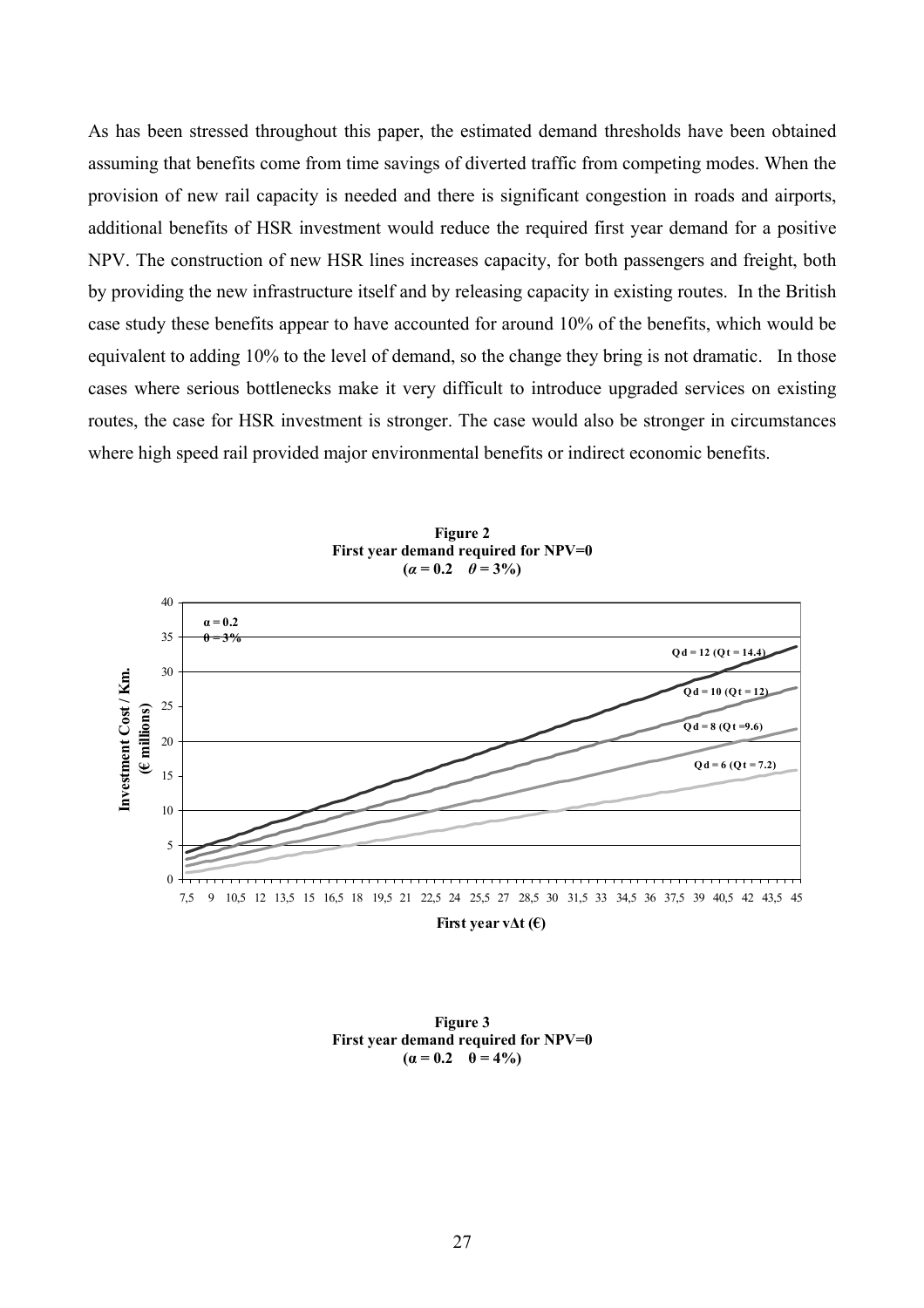As has been stressed throughout this paper, the estimated demand thresholds have been obtained assuming that benefits come from time savings of diverted traffic from competing modes. When the provision of new rail capacity is needed and there is significant congestion in roads and airports, additional benefits of HSR investment would reduce the required first year demand for a positive NPV. The construction of new HSR lines increases capacity, for both passengers and freight, both by providing the new infrastructure itself and by releasing capacity in existing routes. In the British case study these benefits appear to have accounted for around 10% of the benefits, which would be equivalent to adding 10% to the level of demand, so the change they bring is not dramatic. In those cases where serious bottlenecks make it very difficult to introduce upgraded services on existing routes, the case for HSR investment is stronger. The case would also be stronger in circumstances where high speed rail provided major environmental benefits or indirect economic benefits.

**Figure 2**
**First year demand required for NPV=0**
**($\alpha = 0.2 \quad \theta = 3\%$)**

**Figure 3**
**First year demand required for NPV=0**
**($\alpha = 0.2 \quad \theta = 4\%$)**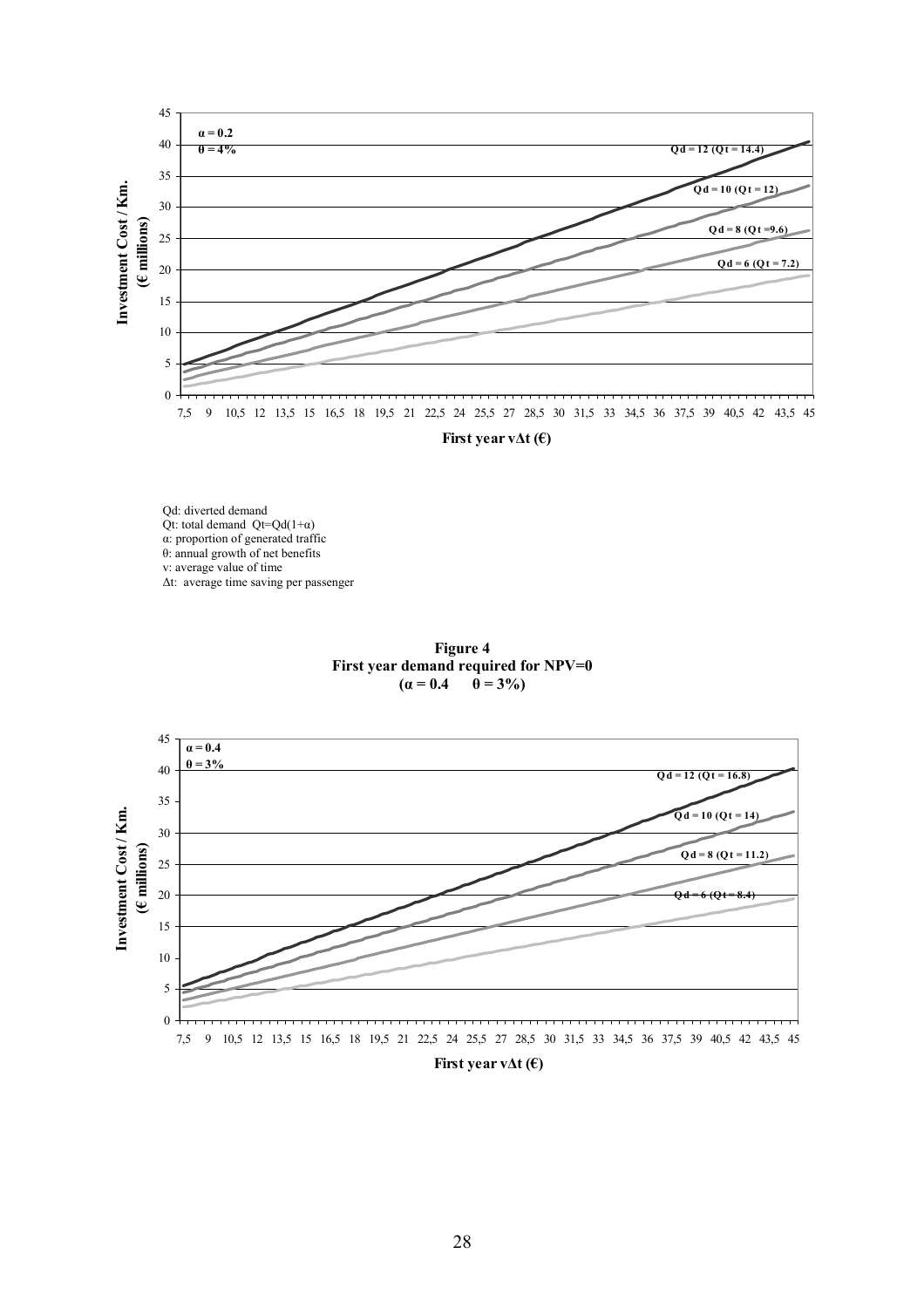Qd: diverted demand
Qt: total demand $Qt=Qd(1+\alpha)$
$\alpha$: proportion of generated traffic
$\theta$: annual growth of net benefits
v: average value of time
$\Delta t$: average time saving per passenger

**Figure 4**
**First year demand required for NPV=0**
**($\alpha = 0.4$ $\theta = 3\%$)**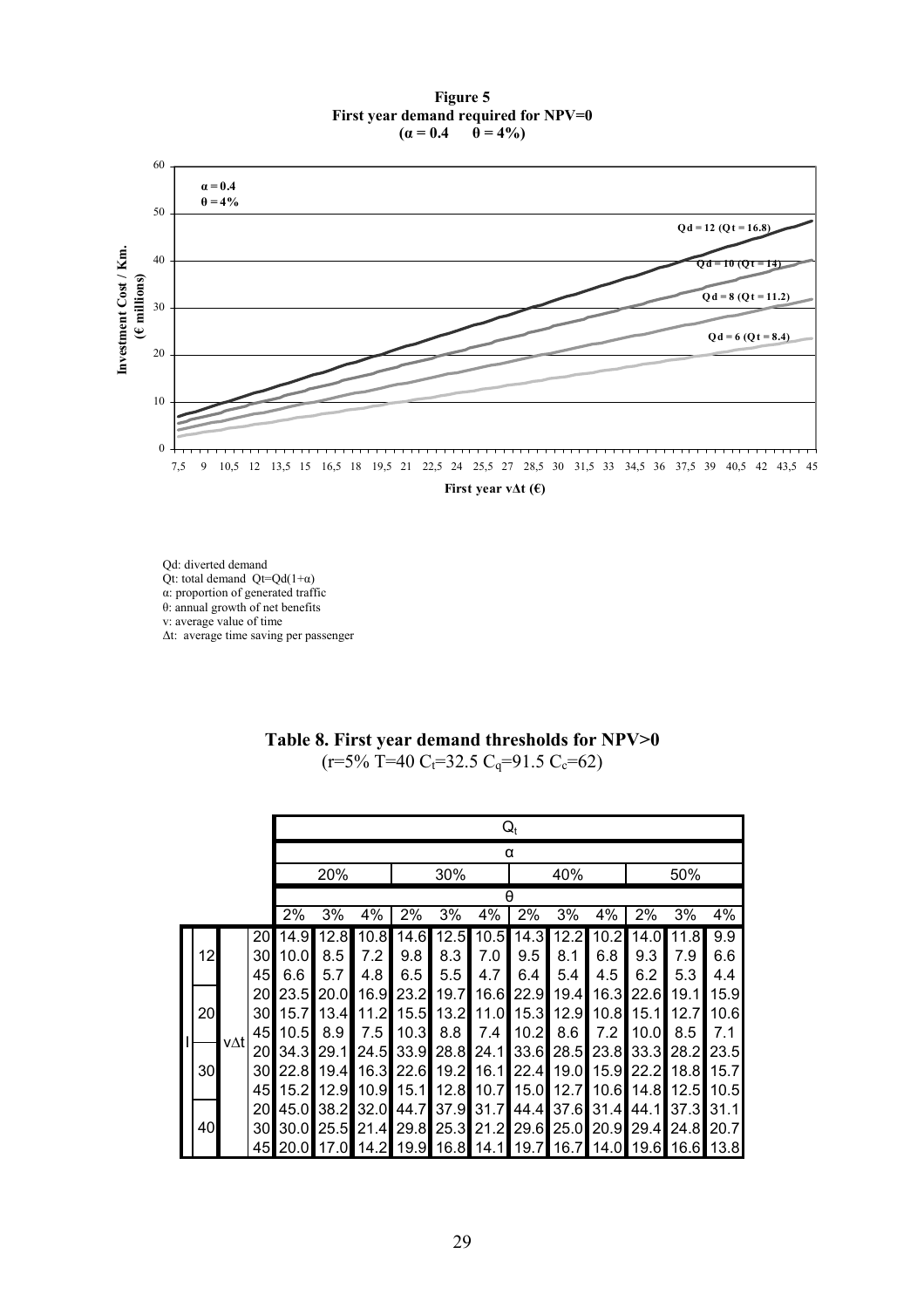**Figure 5**
**First year demand required for NPV=0**
**($\alpha = 0.4$ $\theta = 4\%$)**

Qd: diverted demand
Qt: total demand $Qt=Qd(1+\alpha)$
$\alpha$: proportion of generated traffic
$\theta$: annual growth of net benefits
v: average value of time
$\Delta t$: average time saving per passenger

**Table 8. First year demand thresholds for NPV>0**
($r=5\%$ $T=40$ $C_t=32.5$ $C_q=91.5$ $C_c=62$)

| | | | $Q_t$ | | | | | | | | | | | |
|---|---|---|---|---|---|---|---|---|---|---|---|---|---|---|
| | | | α | | | | | | | | | | | |
| | | | 20% | | | 30% | | | 40% | | | 50% | | |
| | | | θ | | | | | | | | | | | |
| | | | 2% | 3% | 4% | 2% | 3% | 4% | 2% | 3% | 4% | 2% | 3% | 4% |
| I | 12 | vΔt 20 | 14.9 | 12.8 | 10.8 | 14.6 | 12.5 | 10.5 | 14.3 | 12.2 | 10.2 | 14.0 | 11.8 | 9.9 |
| | | 30 | 10.0 | 8.5 | 7.2 | 9.8 | 8.3 | 7.0 | 9.5 | 8.1 | 6.8 | 9.3 | 7.9 | 6.6 |
| | | 45 | 6.6 | 5.7 | 4.8 | 6.5 | 5.5 | 4.7 | 6.4 | 5.4 | 4.5 | 6.2 | 5.3 | 4.4 |
| | 20 | 20 | 23.5 | 20.0 | 16.9 | 23.2 | 19.7 | 16.6 | 22.9 | 19.4 | 16.3 | 22.6 | 19.1 | 15.9 |
| | | 30 | 15.7 | 13.4 | 11.2 | 15.5 | 13.2 | 11.0 | 15.3 | 12.9 | 10.8 | 15.1 | 12.7 | 10.6 |
| | | 45 | 10.5 | 8.9 | 7.5 | 10.3 | 8.8 | 7.4 | 10.2 | 8.6 | 7.2 | 10.0 | 8.5 | 7.1 |
| | 30 | 20 | 34.3 | 29.1 | 24.5 | 33.9 | 28.8 | 24.1 | 33.6 | 28.5 | 23.8 | 33.3 | 28.2 | 23.5 |
| | | 30 | 22.8 | 19.4 | 16.3 | 22.6 | 19.2 | 16.1 | 22.4 | 19.0 | 15.9 | 22.2 | 18.8 | 15.7 |
| | | 45 | 15.2 | 12.9 | 10.9 | 15.1 | 12.8 | 10.7 | 15.0 | 12.7 | 10.6 | 14.8 | 12.5 | 10.5 |
| | 40 | 20 | 45.0 | 38.2 | 32.0 | 44.7 | 37.9 | 31.7 | 44.4 | 37.6 | 31.4 | 44.1 | 37.3 | 31.1 |
| | | 30 | 30.0 | 25.5 | 21.4 | 29.8 | 25.3 | 21.2 | 29.6 | 25.0 | 20.9 | 29.4 | 24.8 | 20.7 |
| | | 45 | 20.0 | 17.0 | 14.2 | 19.9 | 16.8 | 14.1 | 19.7 | 16.7 | 14.0 | 19.6 | 16.6 | 13.8 |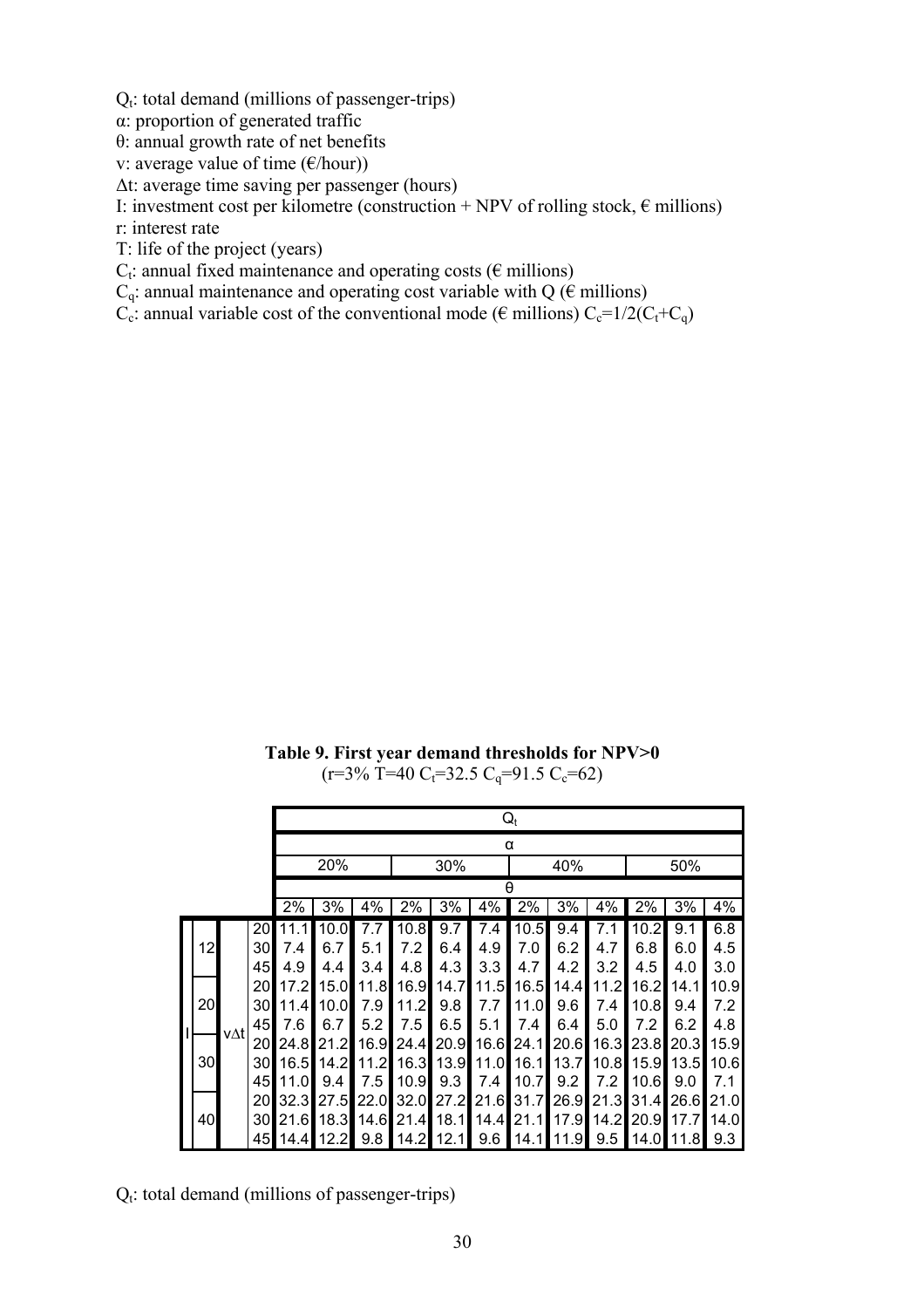$Q_t$: total demand (millions of passenger-trips)

α: proportion of generated traffic

θ: annual growth rate of net benefits

v: average value of time (€/hour))

Δt: average time saving per passenger (hours)

I: investment cost per kilometre (construction + NPV of rolling stock, € millions)

r: interest rate

T: life of the project (years)

$C_t$: annual fixed maintenance and operating costs (€ millions)

$C_q$: annual maintenance and operating cost variable with Q (€ millions)

$C_c$: annual variable cost of the conventional mode (€ millions) $C_c$=1/2($C_t$+$C_q$)

**Table 9. First year demand thresholds for NPV>0**

(r=3% T=40 $C_t$=32.5 $C_q$=91.5 $C_c$=62)

| | | | $Q_t$ | | | | | | | | | | | |
|---|---|---|---|---|---|---|---|---|---|---|---|---|---|---|
| | | | α | | | | | | | | | | | |
| | | | 20% | | | 30% | | | 40% | | | 50% | | |
| | | | θ | | | | | | | | | | | |
| I | vΔt | | 2% | 3% | 4% | 2% | 3% | 4% | 2% | 3% | 4% | 2% | 3% | 4% |
| 12 | | 20 | 11.1 | 10.0 | 7.7 | 10.8 | 9.7 | 7.4 | 10.5 | 9.4 | 7.1 | 10.2 | 9.1 | 6.8 |
| 12 | | 30 | 7.4 | 6.7 | 5.1 | 7.2 | 6.4 | 4.9 | 7.0 | 6.2 | 4.7 | 6.8 | 6.0 | 4.5 |
| 12 | | 45 | 4.9 | 4.4 | 3.4 | 4.8 | 4.3 | 3.3 | 4.7 | 4.2 | 3.2 | 4.5 | 4.0 | 3.0 |
| 20 | | 20 | 17.2 | 15.0 | 11.8 | 16.9 | 14.7 | 11.5 | 16.5 | 14.4 | 11.2 | 16.2 | 14.1 | 10.9 |
| 20 | | 30 | 11.4 | 10.0 | 7.9 | 11.2 | 9.8 | 7.7 | 11.0 | 9.6 | 7.4 | 10.8 | 9.4 | 7.2 |
| 20 | | 45 | 7.6 | 6.7 | 5.2 | 7.5 | 6.5 | 5.1 | 7.4 | 6.4 | 5.0 | 7.2 | 6.2 | 4.8 |
| 30 | | 20 | 24.8 | 21.2 | 16.9 | 24.4 | 20.9 | 16.6 | 24.1 | 20.6 | 16.3 | 23.8 | 20.3 | 15.9 |
| 30 | | 30 | 16.5 | 14.2 | 11.2 | 16.3 | 13.9 | 11.0 | 16.1 | 13.7 | 10.8 | 15.9 | 13.5 | 10.6 |
| 30 | | 45 | 11.0 | 9.4 | 7.5 | 10.9 | 9.3 | 7.4 | 10.7 | 9.2 | 7.2 | 10.6 | 9.0 | 7.1 |
| 40 | | 20 | 32.3 | 27.5 | 22.0 | 32.0 | 27.2 | 21.6 | 31.7 | 26.9 | 21.3 | 31.4 | 26.6 | 21.0 |
| 40 | | 30 | 21.6 | 18.3 | 14.6 | 21.4 | 18.1 | 14.4 | 21.1 | 17.9 | 14.2 | 20.9 | 17.7 | 14.0 |
| 40 | | 45 | 14.4 | 12.2 | 9.8 | 14.2 | 12.1 | 9.6 | 14.1 | 11.9 | 9.5 | 14.0 | 11.8 | 9.3 |

$Q_t$: total demand (millions of passenger-trips)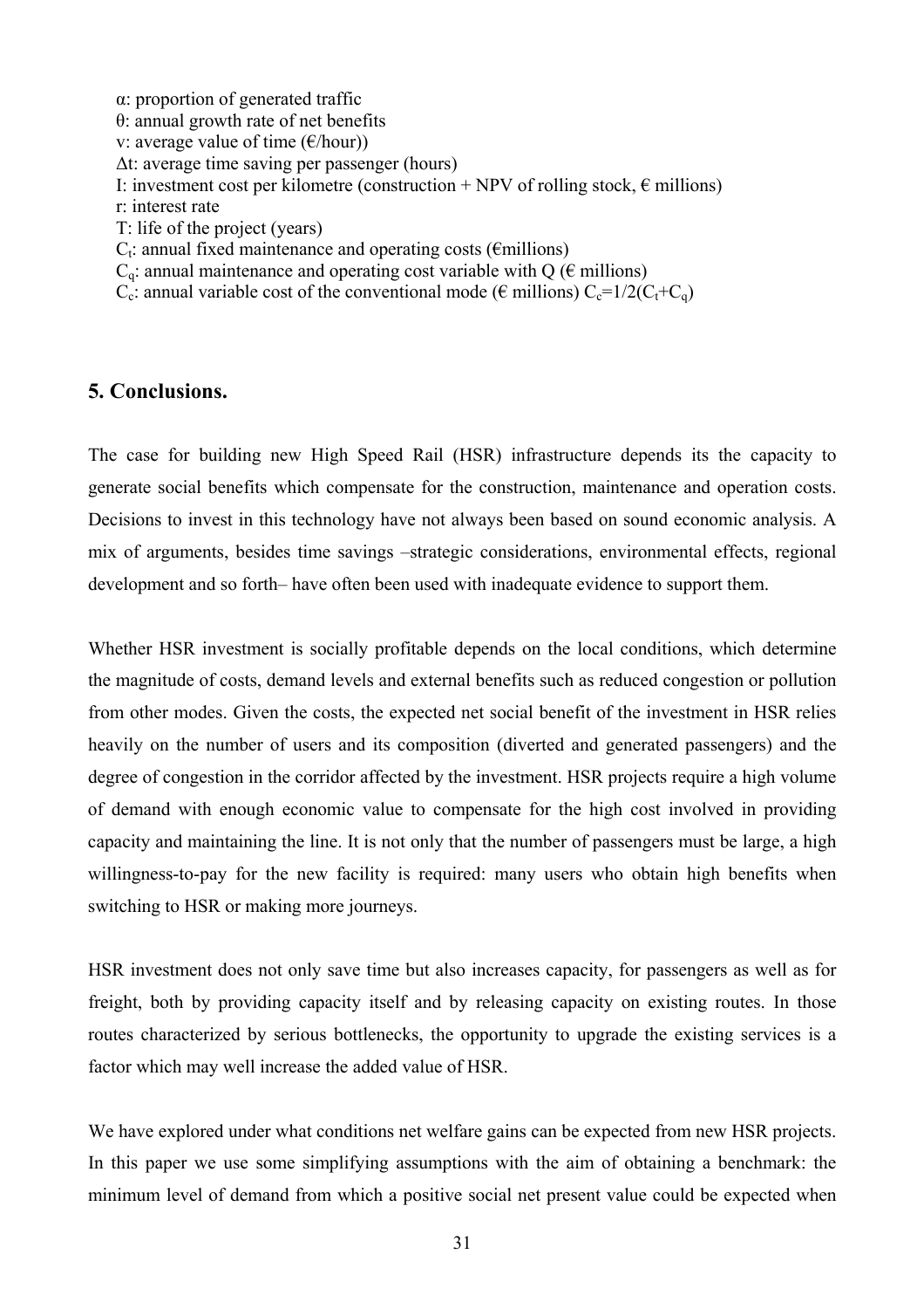$\alpha$: proportion of generated traffic
$\theta$: annual growth rate of net benefits
v: average value of time (€/hour))
$\Delta t$: average time saving per passenger (hours)
I: investment cost per kilometre (construction + NPV of rolling stock, € millions)
r: interest rate
T: life of the project (years)
$C_t$: annual fixed maintenance and operating costs (€millions)
$C_q$: annual maintenance and operating cost variable with Q (€ millions)
$C_c$: annual variable cost of the conventional mode (€ millions) $C_c=1/2(C_t+C_q)$

## 5. Conclusions.

The case for building new High Speed Rail (HSR) infrastructure depends its the capacity to generate social benefits which compensate for the construction, maintenance and operation costs. Decisions to invest in this technology have not always been based on sound economic analysis. A mix of arguments, besides time savings –strategic considerations, environmental effects, regional development and so forth– have often been used with inadequate evidence to support them.

Whether HSR investment is socially profitable depends on the local conditions, which determine the magnitude of costs, demand levels and external benefits such as reduced congestion or pollution from other modes. Given the costs, the expected net social benefit of the investment in HSR relies heavily on the number of users and its composition (diverted and generated passengers) and the degree of congestion in the corridor affected by the investment. HSR projects require a high volume of demand with enough economic value to compensate for the high cost involved in providing capacity and maintaining the line. It is not only that the number of passengers must be large, a high willingness-to-pay for the new facility is required: many users who obtain high benefits when switching to HSR or making more journeys.

HSR investment does not only save time but also increases capacity, for passengers as well as for freight, both by providing capacity itself and by releasing capacity on existing routes. In those routes characterized by serious bottlenecks, the opportunity to upgrade the existing services is a factor which may well increase the added value of HSR.

We have explored under what conditions net welfare gains can be expected from new HSR projects. In this paper we use some simplifying assumptions with the aim of obtaining a benchmark: the minimum level of demand from which a positive social net present value could be expected when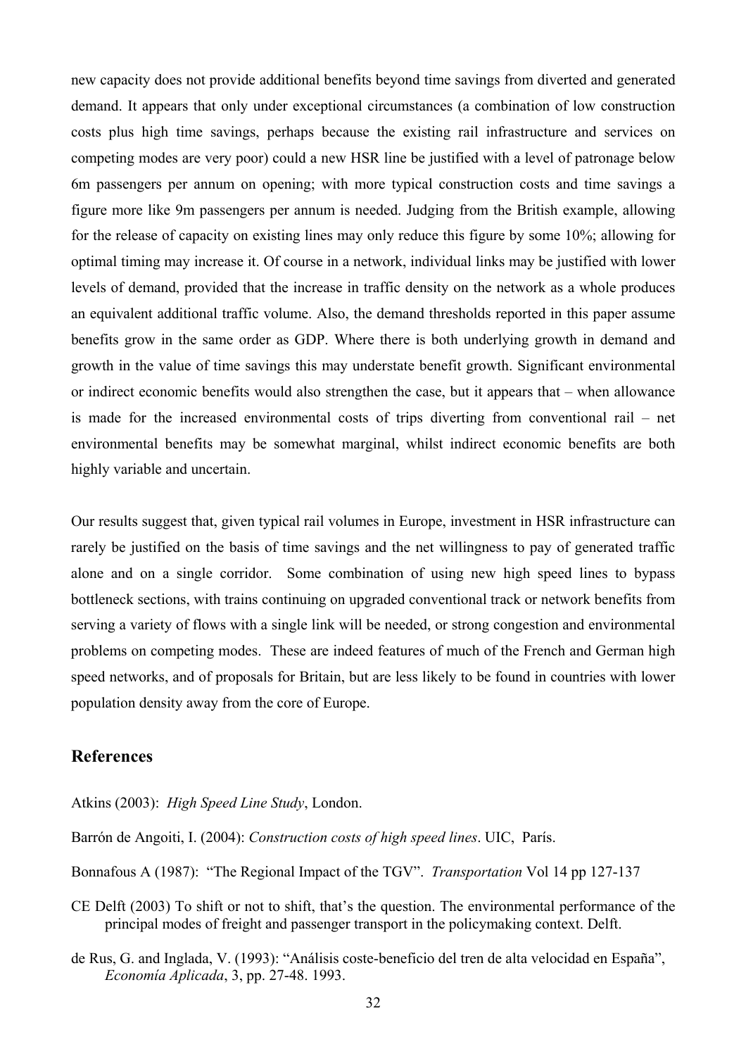new capacity does not provide additional benefits beyond time savings from diverted and generated demand. It appears that only under exceptional circumstances (a combination of low construction costs plus high time savings, perhaps because the existing rail infrastructure and services on competing modes are very poor) could a new HSR line be justified with a level of patronage below 6m passengers per annum on opening; with more typical construction costs and time savings a figure more like 9m passengers per annum is needed. Judging from the British example, allowing for the release of capacity on existing lines may only reduce this figure by some 10%; allowing for optimal timing may increase it. Of course in a network, individual links may be justified with lower levels of demand, provided that the increase in traffic density on the network as a whole produces an equivalent additional traffic volume. Also, the demand thresholds reported in this paper assume benefits grow in the same order as GDP. Where there is both underlying growth in demand and growth in the value of time savings this may understate benefit growth. Significant environmental or indirect economic benefits would also strengthen the case, but it appears that – when allowance is made for the increased environmental costs of trips diverting from conventional rail – net environmental benefits may be somewhat marginal, whilst indirect economic benefits are both highly variable and uncertain.

Our results suggest that, given typical rail volumes in Europe, investment in HSR infrastructure can rarely be justified on the basis of time savings and the net willingness to pay of generated traffic alone and on a single corridor. Some combination of using new high speed lines to bypass bottleneck sections, with trains continuing on upgraded conventional track or network benefits from serving a variety of flows with a single link will be needed, or strong congestion and environmental problems on competing modes. These are indeed features of much of the French and German high speed networks, and of proposals for Britain, but are less likely to be found in countries with lower population density away from the core of Europe.

## References

Atkins (2003): *High Speed Line Study*, London.

Barrón de Angoiti, I. (2004): *Construction costs of high speed lines*. UIC, París.

Bonnafous A (1987): "The Regional Impact of the TGV". *Transportation* Vol 14 pp 127-137

CE Delft (2003) To shift or not to shift, that's the question. The environmental performance of the principal modes of freight and passenger transport in the policymaking context. Delft.

de Rus, G. and Inglada, V. (1993): "Análisis coste-beneficio del tren de alta velocidad en España", *Economía Aplicada*, 3, pp. 27-48. 1993.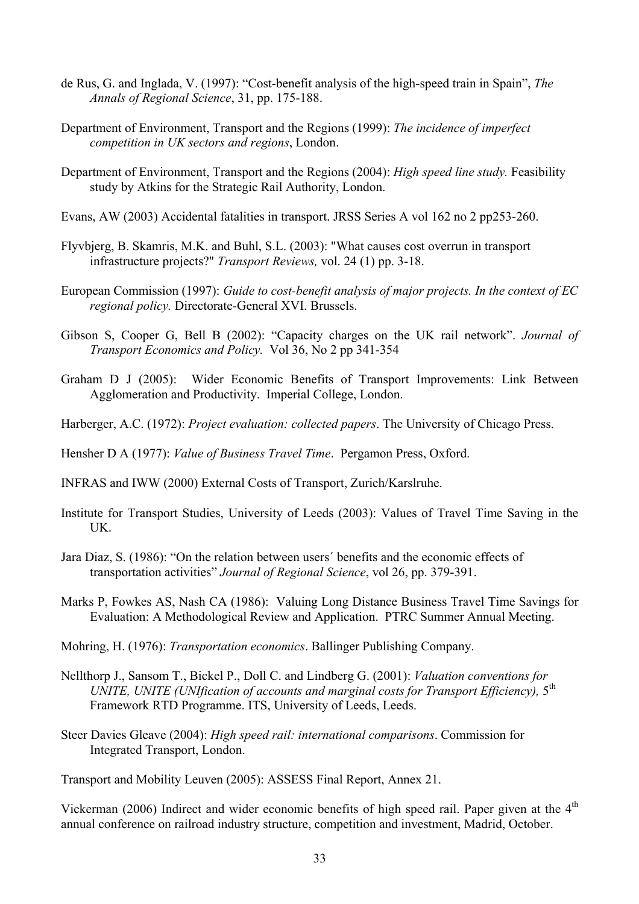de Rus, G. and Inglada, V. (1997): "Cost-benefit analysis of the high-speed train in Spain", *The Annals of Regional Science*, 31, pp. 175-188.

Department of Environment, Transport and the Regions (1999): *The incidence of imperfect competition in UK sectors and regions*, London.

Department of Environment, Transport and the Regions (2004): *High speed line study.* Feasibility study by Atkins for the Strategic Rail Authority, London.

Evans, AW (2003) Accidental fatalities in transport. JRSS Series A vol 162 no 2 pp253-260.

Flyvbjerg, B. Skamris, M.K. and Buhl, S.L. (2003): "What causes cost overrun in transport infrastructure projects?" *Transport Reviews,* vol. 24 (1) pp. 3-18.

European Commission (1997): *Guide to cost-benefit analysis of major projects. In the context of EC regional policy.* Directorate-General XVI. Brussels.

Gibson S, Cooper G, Bell B (2002): "Capacity charges on the UK rail network". *Journal of Transport Economics and Policy.* Vol 36, No 2 pp 341-354

Graham D J (2005): Wider Economic Benefits of Transport Improvements: Link Between Agglomeration and Productivity. Imperial College, London.

Harberger, A.C. (1972): *Project evaluation: collected papers*. The University of Chicago Press.

Hensher D A (1977): *Value of Business Travel Time*. Pergamon Press, Oxford.

INFRAS and IWW (2000) External Costs of Transport, Zurich/Karslruhe.

Institute for Transport Studies, University of Leeds (2003): Values of Travel Time Saving in the UK.

Jara Diaz, S. (1986): "On the relation between users´ benefits and the economic effects of transportation activities" *Journal of Regional Science*, vol 26, pp. 379-391.

Marks P, Fowkes AS, Nash CA (1986): Valuing Long Distance Business Travel Time Savings for Evaluation: A Methodological Review and Application. PTRC Summer Annual Meeting.

Mohring, H. (1976): *Transportation economics*. Ballinger Publishing Company.

Nellthorp J., Sansom T., Bickel P., Doll C. and Lindberg G. (2001): *Valuation conventions for UNITE, UNITE (UNIfication of accounts and marginal costs for Transport Efficiency),* 5th Framework RTD Programme. ITS, University of Leeds, Leeds.

Steer Davies Gleave (2004): *High speed rail: international comparisons*. Commission for Integrated Transport, London.

Transport and Mobility Leuven (2005): ASSESS Final Report, Annex 21.

Vickerman (2006) Indirect and wider economic benefits of high speed rail. Paper given at the 4th annual conference on railroad industry structure, competition and investment, Madrid, October.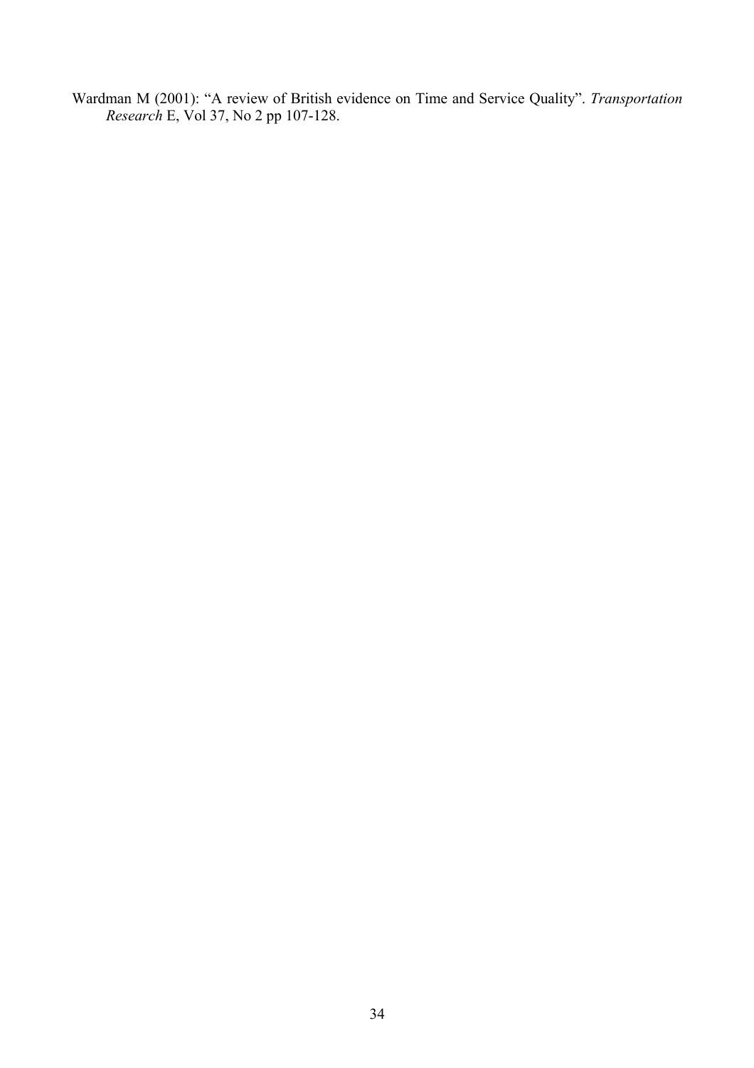Wardman M (2001): "A review of British evidence on Time and Service Quality". *Transportation Research* E, Vol 37, No 2 pp 107-128.